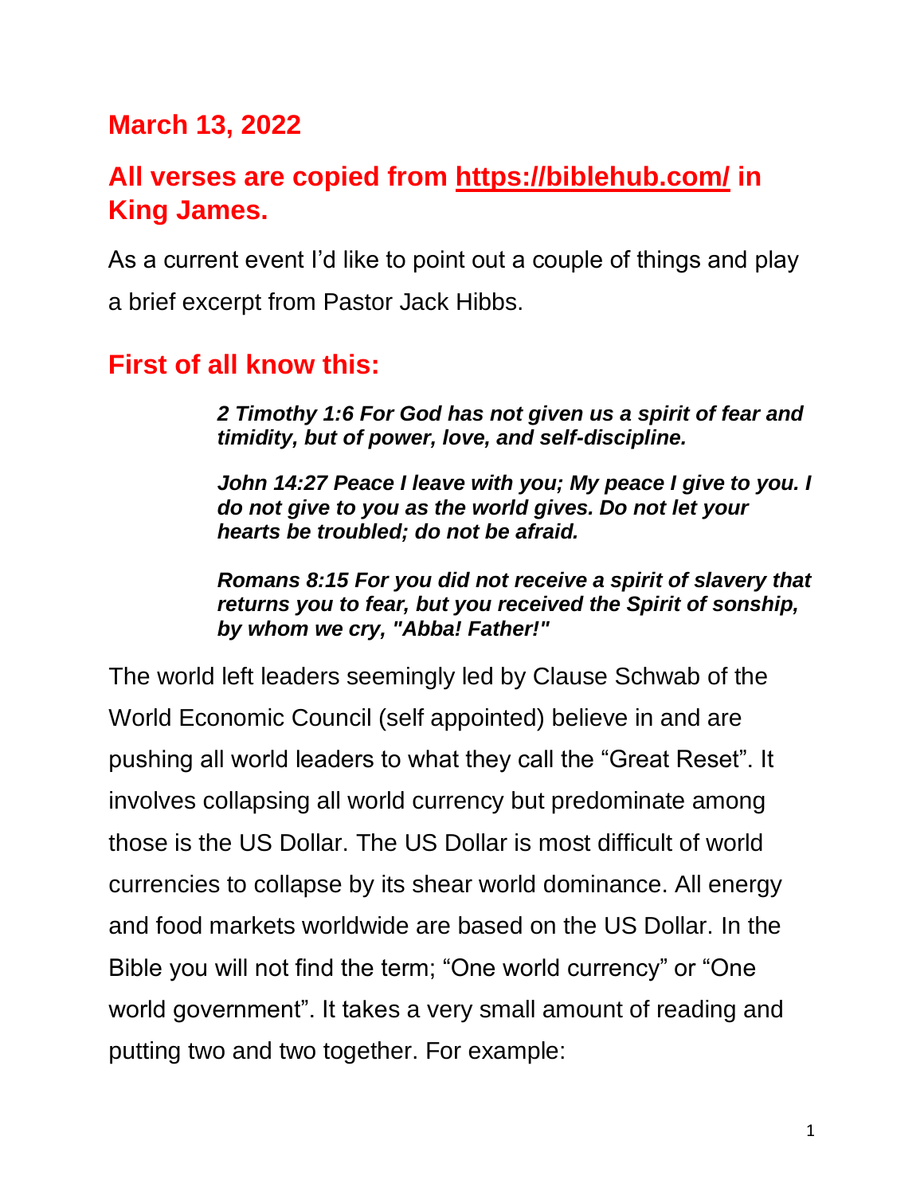## March 13, 2022

## All verses are copied from [https://biblehub.com/](https://biblehub.com/) in King James.

As a current event I'd like to point out a couple of things and play a brief excerpt from Pastor Jack Hibbs.

## First of all know this:

> ***2 Timothy 1:6 For God has not given us a spirit of fear and timidity, but of power, love, and self-discipline.***
>
> ***John 14:27 Peace I leave with you; My peace I give to you. I do not give to you as the world gives. Do not let your hearts be troubled; do not be afraid.***
>
> ***Romans 8:15 For you did not receive a spirit of slavery that returns you to fear, but you received the Spirit of sonship, by whom we cry, "Abba! Father!"***

The world left leaders seemingly led by Clause Schwab of the World Economic Council (self appointed) believe in and are pushing all world leaders to what they call the "Great Reset". It involves collapsing all world currency but predominate among those is the US Dollar. The US Dollar is most difficult of world currencies to collapse by its shear world dominance. All energy and food markets worldwide are based on the US Dollar. In the Bible you will not find the term; "One world currency" or "One world government". It takes a very small amount of reading and putting two and two together. For example: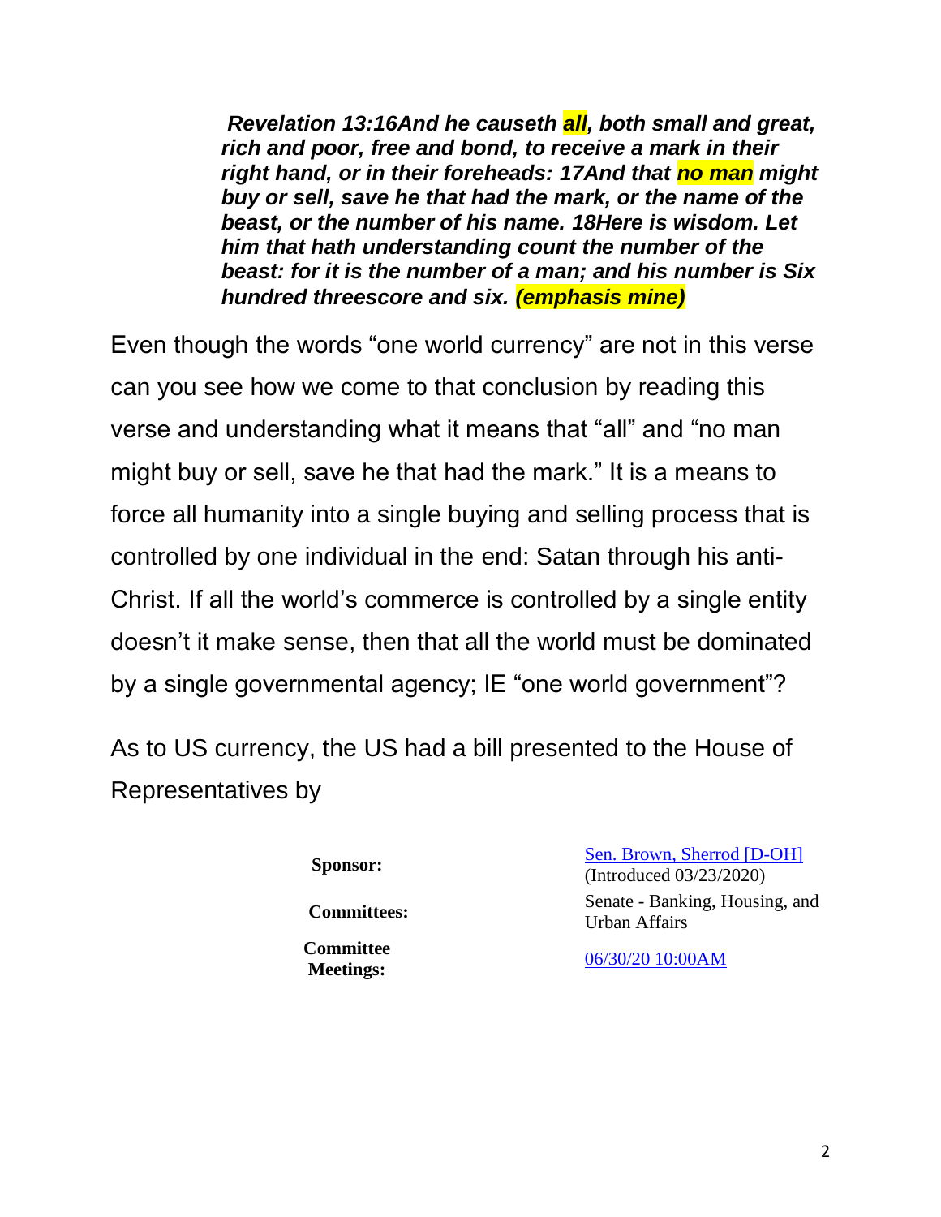> ***Revelation 13:16And he causeth all, both small and great, rich and poor, free and bond, to receive a mark in their right hand, or in their foreheads: 17And that no man might buy or sell, save he that had the mark, or the name of the beast, or the number of his name. 18Here is wisdom. Let him that hath understanding count the number of the beast: for it is the number of a man; and his number is Six hundred threescore and six. (emphasis mine)***

Even though the words “one world currency” are not in this verse can you see how we come to that conclusion by reading this verse and understanding what it means that “all” and “no man might buy or sell, save he that had the mark.” It is a means to force all humanity into a single buying and selling process that is controlled by one individual in the end: Satan through his anti-Christ. If all the world’s commerce is controlled by a single entity doesn’t it make sense, then that all the world must be dominated by a single governmental agency; IE “one world government”?

As to US currency, the US had a bill presented to the House of Representatives by

| | |
|---|---|
| **Sponsor:** | Sen. Brown, Sherrod [D-OH] (Introduced 03/23/2020) |
| **Committees:** | Senate - Banking, Housing, and Urban Affairs |
| **Committee Meetings:** | 06/30/20 10:00AM |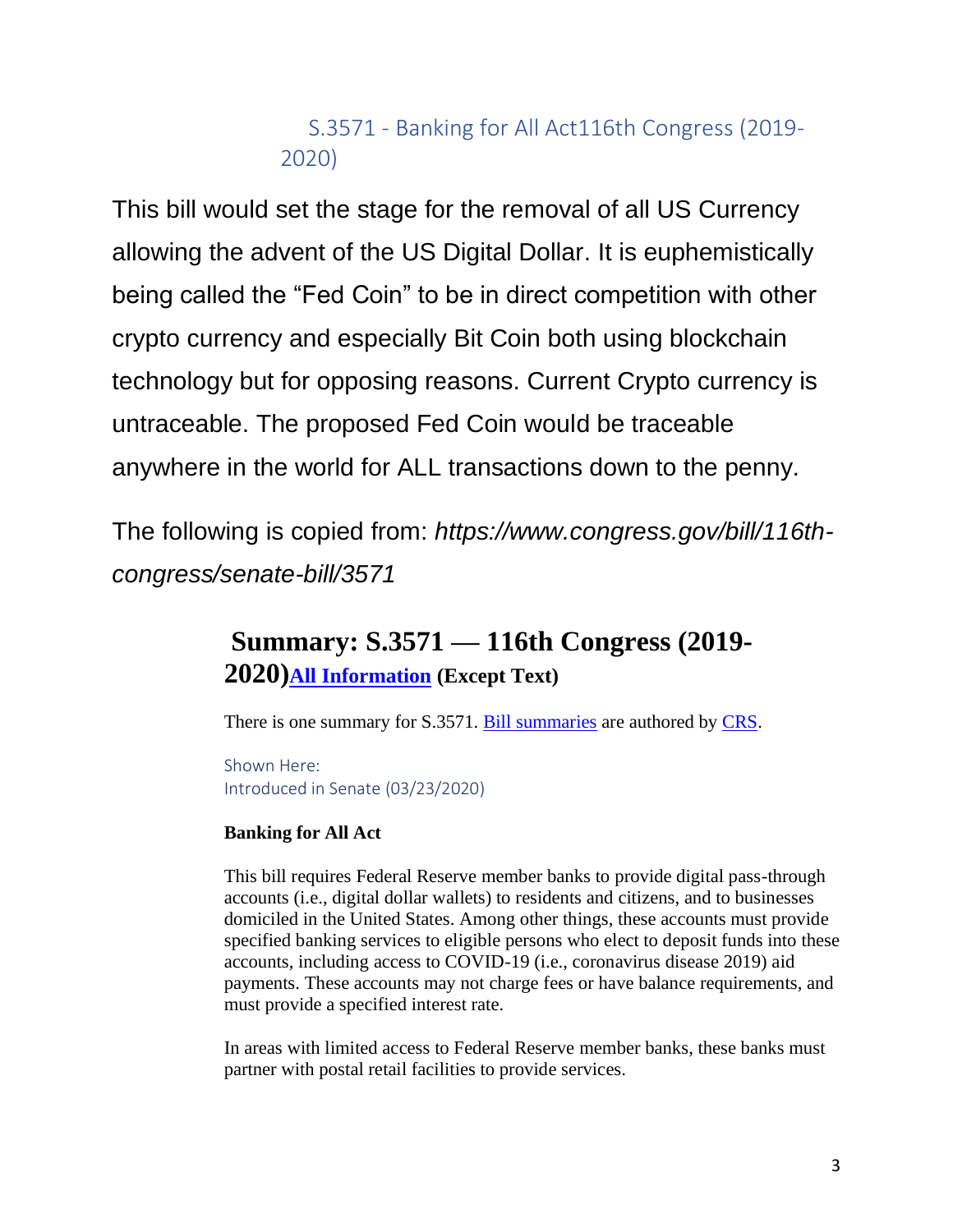## S.3571 - Banking for All Act116th Congress (2019-2020)

This bill would set the stage for the removal of all US Currency allowing the advent of the US Digital Dollar. It is euphemistically being called the "Fed Coin" to be in direct competition with other crypto currency and especially Bit Coin both using blockchain technology but for opposing reasons. Current Crypto currency is untraceable. The proposed Fed Coin would be traceable anywhere in the world for ALL transactions down to the penny.

The following is copied from: *https://www.congress.gov/bill/116th-congress/senate-bill/3571*

### Summary: S.3571 — 116th Congress (2019-2020)[All Information](#) (Except Text)

There is one summary for S.3571. [Bill summaries](#) are authored by [CRS](#).

Shown Here:
Introduced in Senate (03/23/2020)

**Banking for All Act**

This bill requires Federal Reserve member banks to provide digital pass-through accounts (i.e., digital dollar wallets) to residents and citizens, and to businesses domiciled in the United States. Among other things, these accounts must provide specified banking services to eligible persons who elect to deposit funds into these accounts, including access to COVID-19 (i.e., coronavirus disease 2019) aid payments. These accounts may not charge fees or have balance requirements, and must provide a specified interest rate.

In areas with limited access to Federal Reserve member banks, these banks must partner with postal retail facilities to provide services.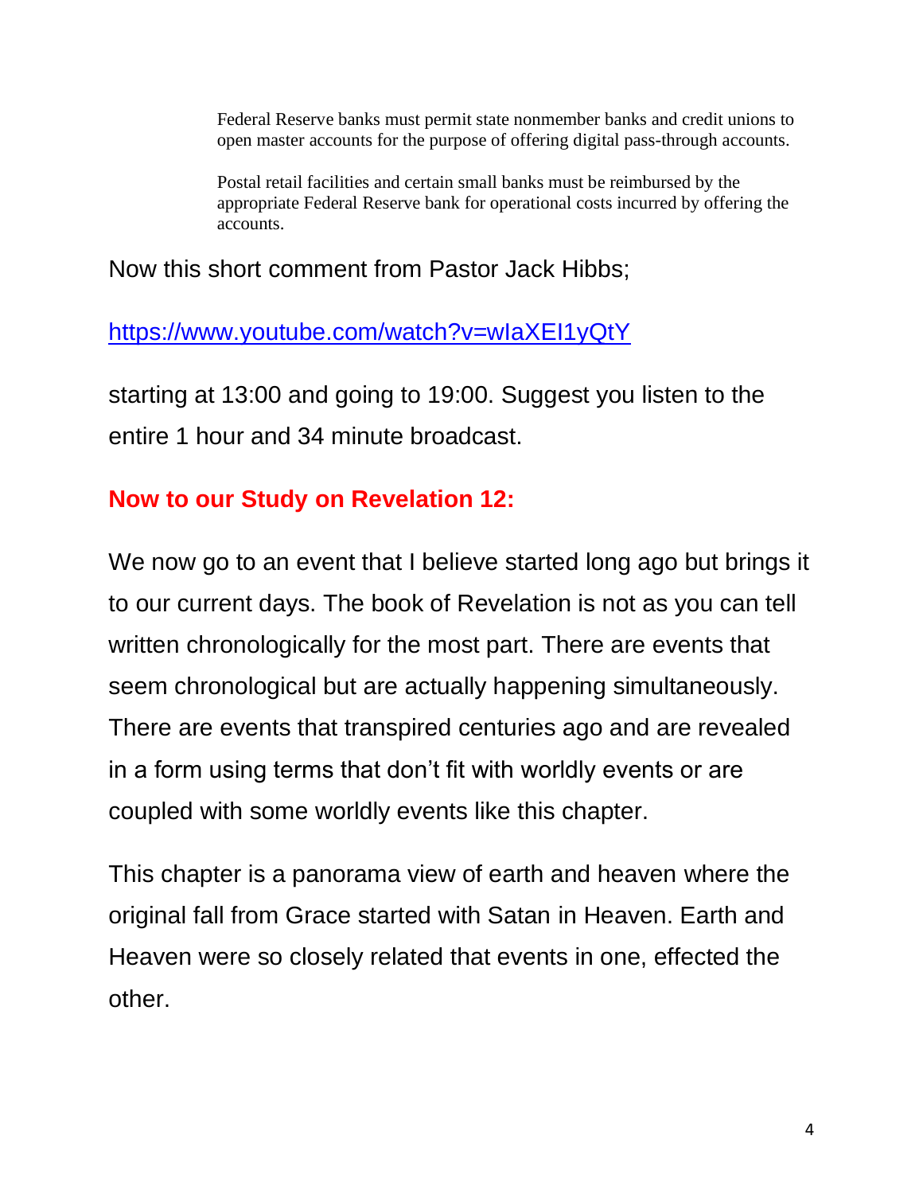> Federal Reserve banks must permit state nonmember banks and credit unions to open master accounts for the purpose of offering digital pass-through accounts.
>
> Postal retail facilities and certain small banks must be reimbursed by the appropriate Federal Reserve bank for operational costs incurred by offering the accounts.

Now this short comment from Pastor Jack Hibbs;

https://www.youtube.com/watch?v=wIaXEI1yQtY

starting at 13:00 and going to 19:00. Suggest you listen to the entire 1 hour and 34 minute broadcast.

**Now to our Study on Revelation 12:**

We now go to an event that I believe started long ago but brings it to our current days. The book of Revelation is not as you can tell written chronologically for the most part. There are events that seem chronological but are actually happening simultaneously. There are events that transpired centuries ago and are revealed in a form using terms that don't fit with worldly events or are coupled with some worldly events like this chapter.

This chapter is a panorama view of earth and heaven where the original fall from Grace started with Satan in Heaven. Earth and Heaven were so closely related that events in one, effected the other.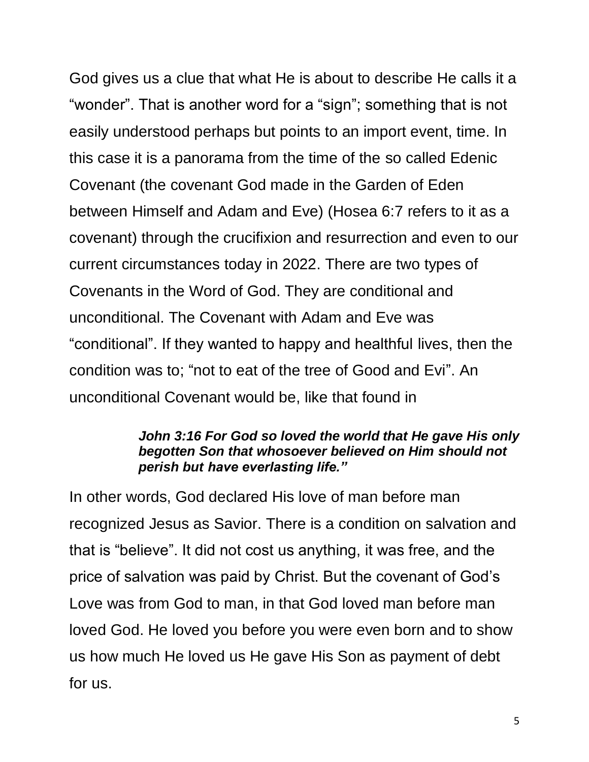God gives us a clue that what He is about to describe He calls it a "wonder". That is another word for a "sign"; something that is not easily understood perhaps but points to an import event, time. In this case it is a panorama from the time of the so called Edenic Covenant (the covenant God made in the Garden of Eden between Himself and Adam and Eve) (Hosea 6:7 refers to it as a covenant) through the crucifixion and resurrection and even to our current circumstances today in 2022. There are two types of Covenants in the Word of God. They are conditional and unconditional. The Covenant with Adam and Eve was "conditional". If they wanted to happy and healthful lives, then the condition was to; "not to eat of the tree of Good and Evi". An unconditional Covenant would be, like that found in

> ***John 3:16 For God so loved the world that He gave His only begotten Son that whosoever believed on Him should not perish but have everlasting life."***

In other words, God declared His love of man before man recognized Jesus as Savior. There is a condition on salvation and that is "believe". It did not cost us anything, it was free, and the price of salvation was paid by Christ. But the covenant of God's Love was from God to man, in that God loved man before man loved God. He loved you before you were even born and to show us how much He loved us He gave His Son as payment of debt for us.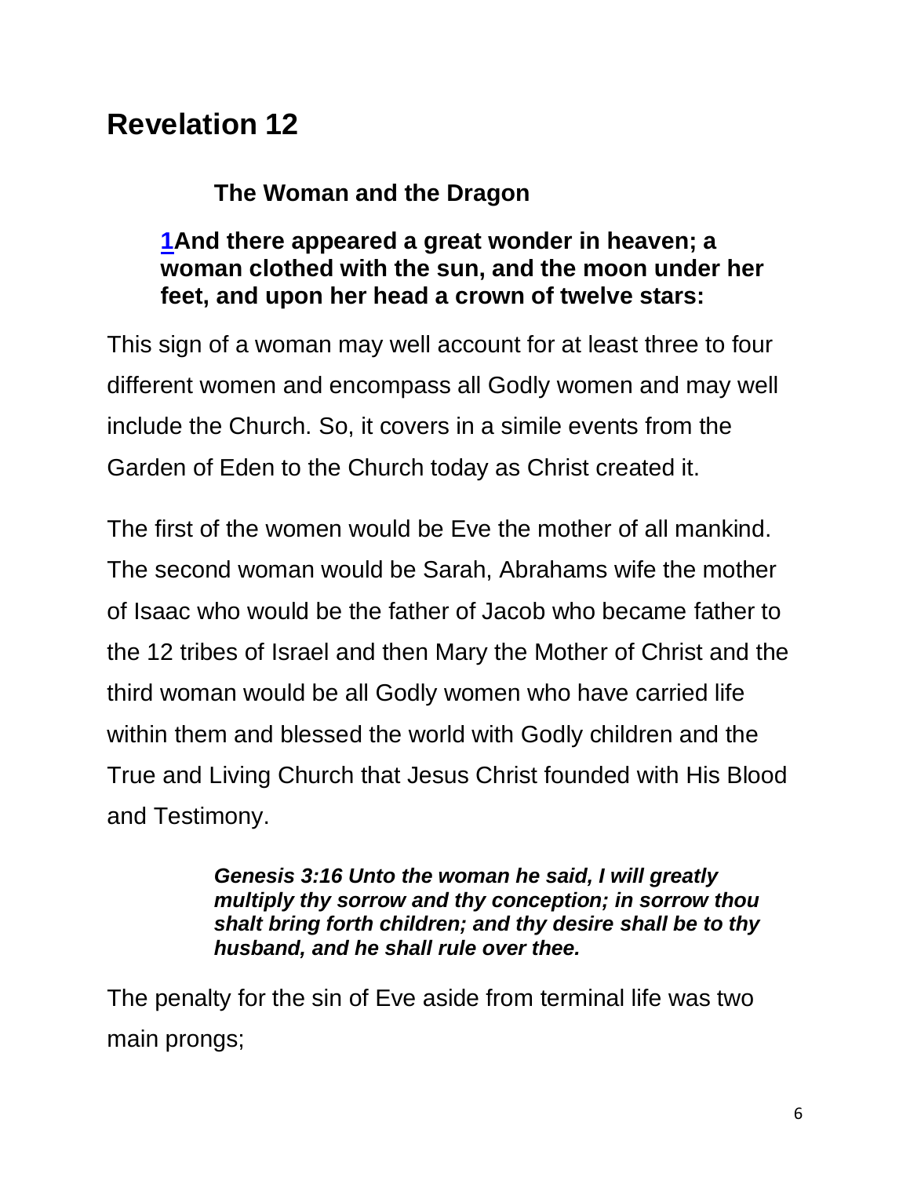# Revelation 12

### The Woman and the Dragon

**1And there appeared a great wonder in heaven; a woman clothed with the sun, and the moon under her feet, and upon her head a crown of twelve stars:**

This sign of a woman may well account for at least three to four different women and encompass all Godly women and may well include the Church. So, it covers in a simile events from the Garden of Eden to the Church today as Christ created it.

The first of the women would be Eve the mother of all mankind. The second woman would be Sarah, Abrahams wife the mother of Isaac who would be the father of Jacob who became father to the 12 tribes of Israel and then Mary the Mother of Christ and the third woman would be all Godly women who have carried life within them and blessed the world with Godly children and the True and Living Church that Jesus Christ founded with His Blood and Testimony.

> ***Genesis 3:16 Unto the woman he said, I will greatly multiply thy sorrow and thy conception; in sorrow thou shalt bring forth children; and thy desire shall be to thy husband, and he shall rule over thee.***

The penalty for the sin of Eve aside from terminal life was two main prongs;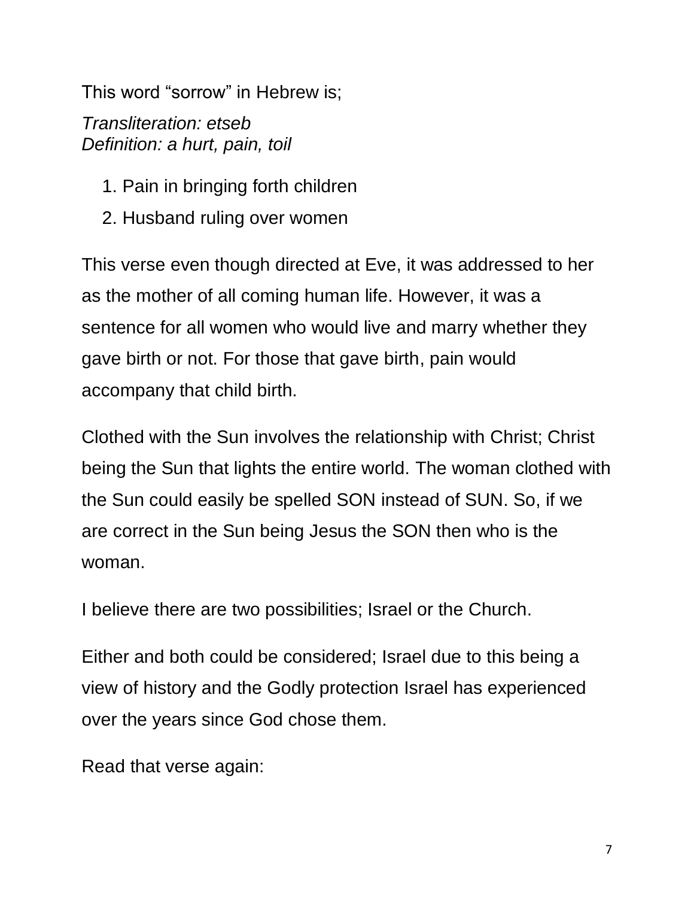This word “sorrow” in Hebrew is;

*Transliteration: etseb*
*Definition: a hurt, pain, toil*

1. Pain in bringing forth children
2. Husband ruling over women

This verse even though directed at Eve, it was addressed to her as the mother of all coming human life. However, it was a sentence for all women who would live and marry whether they gave birth or not. For those that gave birth, pain would accompany that child birth.

Clothed with the Sun involves the relationship with Christ; Christ being the Sun that lights the entire world. The woman clothed with the Sun could easily be spelled SON instead of SUN. So, if we are correct in the Sun being Jesus the SON then who is the woman.

I believe there are two possibilities; Israel or the Church.

Either and both could be considered; Israel due to this being a view of history and the Godly protection Israel has experienced over the years since God chose them.

Read that verse again: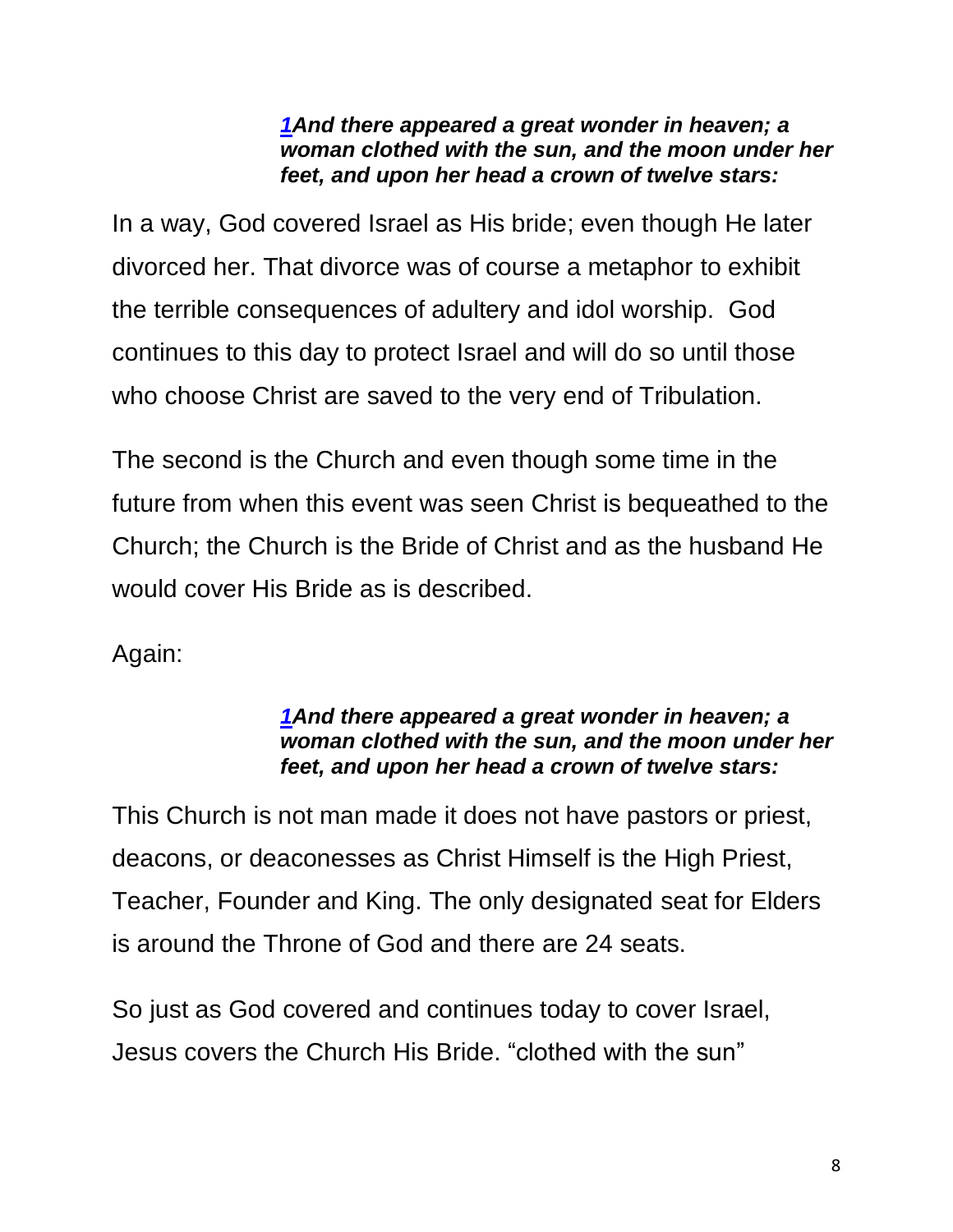> ***[1](#)And there appeared a great wonder in heaven; a woman clothed with the sun, and the moon under her feet, and upon her head a crown of twelve stars:***

In a way, God covered Israel as His bride; even though He later divorced her. That divorce was of course a metaphor to exhibit the terrible consequences of adultery and idol worship. God continues to this day to protect Israel and will do so until those who choose Christ are saved to the very end of Tribulation.

The second is the Church and even though some time in the future from when this event was seen Christ is bequeathed to the Church; the Church is the Bride of Christ and as the husband He would cover His Bride as is described.

Again:

> ***[1](#)And there appeared a great wonder in heaven; a woman clothed with the sun, and the moon under her feet, and upon her head a crown of twelve stars:***

This Church is not man made it does not have pastors or priest, deacons, or deaconesses as Christ Himself is the High Priest, Teacher, Founder and King. The only designated seat for Elders is around the Throne of God and there are 24 seats.

So just as God covered and continues today to cover Israel, Jesus covers the Church His Bride. "clothed with the sun"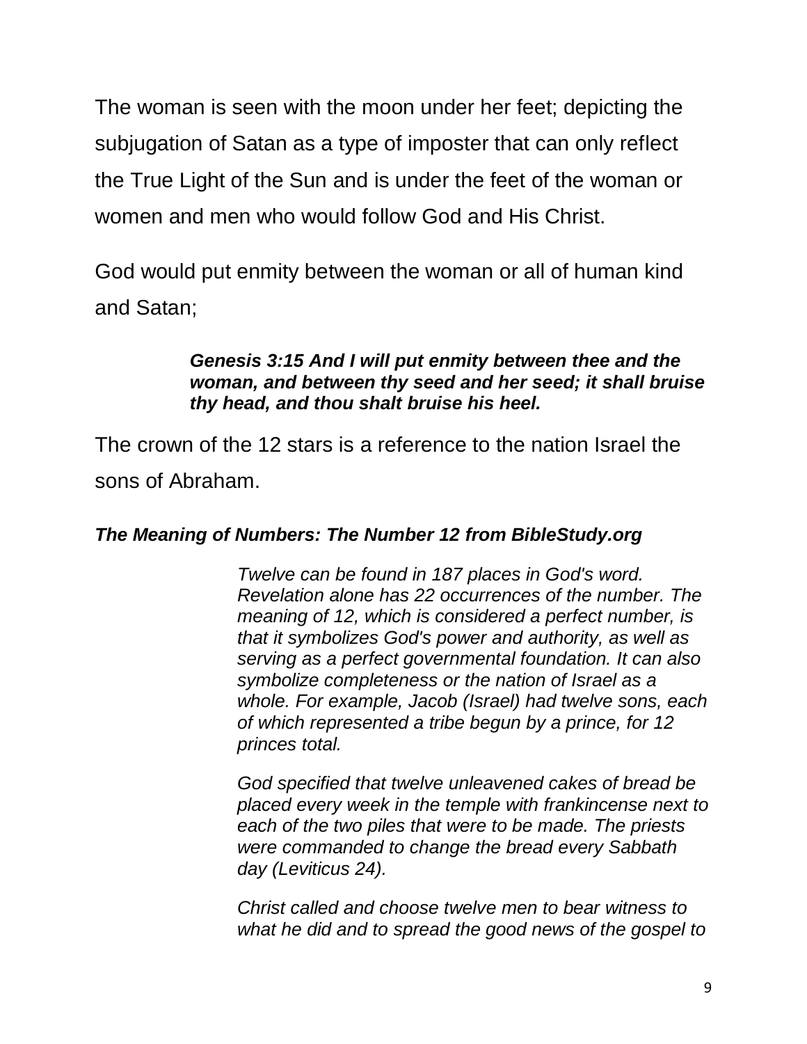The woman is seen with the moon under her feet; depicting the subjugation of Satan as a type of imposter that can only reflect the True Light of the Sun and is under the feet of the woman or women and men who would follow God and His Christ.

God would put enmity between the woman or all of human kind and Satan;

> ***Genesis 3:15 And I will put enmity between thee and the woman, and between thy seed and her seed; it shall bruise thy head, and thou shalt bruise his heel.***

The crown of the 12 stars is a reference to the nation Israel the sons of Abraham.

***The Meaning of Numbers: The Number 12 from BibleStudy.org***

> *Twelve can be found in 187 places in God's word. Revelation alone has 22 occurrences of the number. The meaning of 12, which is considered a perfect number, is that it symbolizes God's power and authority, as well as serving as a perfect governmental foundation. It can also symbolize completeness or the nation of Israel as a whole. For example, Jacob (Israel) had twelve sons, each of which represented a tribe begun by a prince, for 12 princes total.*
>
> *God specified that twelve unleavened cakes of bread be placed every week in the temple with frankincense next to each of the two piles that were to be made. The priests were commanded to change the bread every Sabbath day (Leviticus 24).*
>
> *Christ called and choose twelve men to bear witness to what he did and to spread the good news of the gospel to*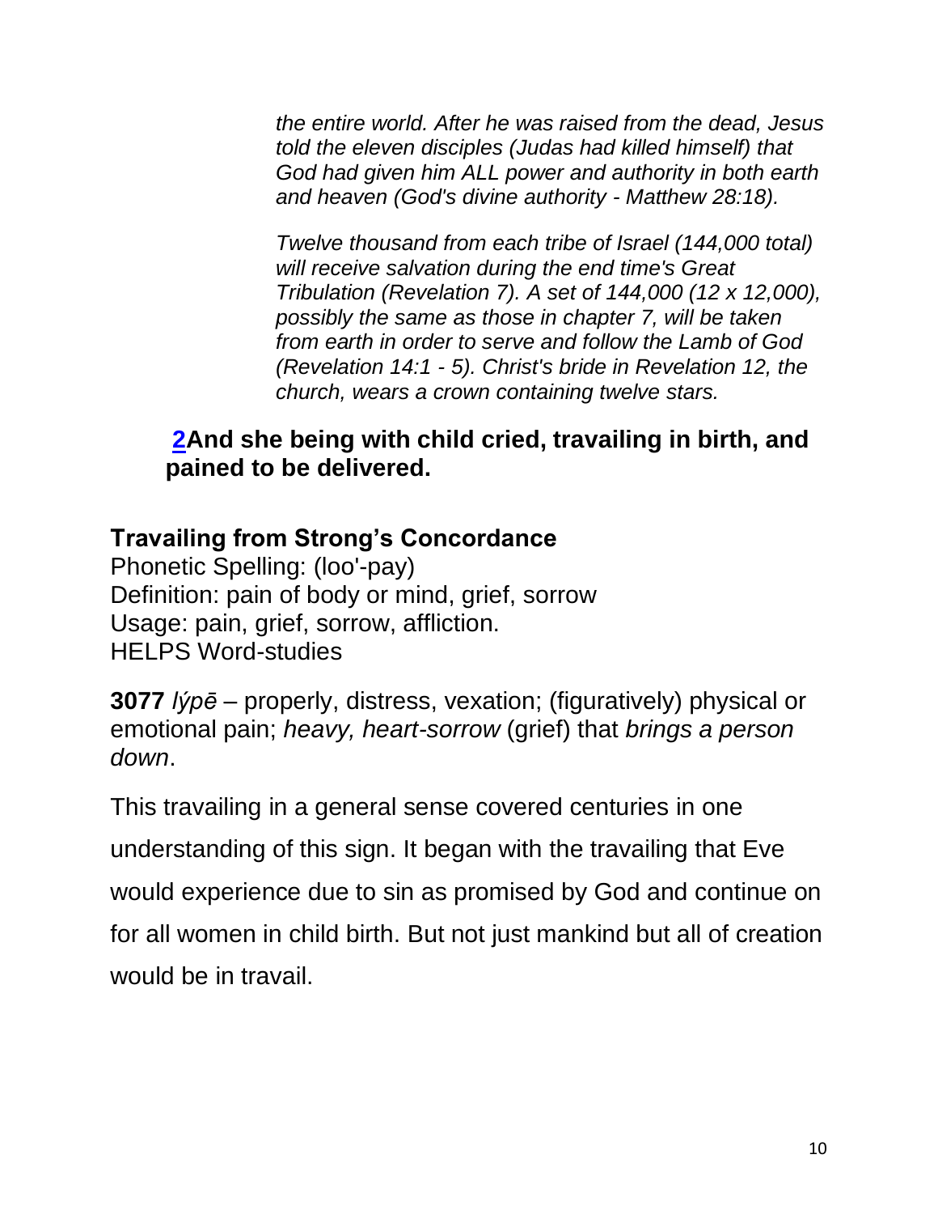*the entire world. After he was raised from the dead, Jesus told the eleven disciples (Judas had killed himself) that God had given him ALL power and authority in both earth and heaven (God's divine authority - Matthew 28:18).*

*Twelve thousand from each tribe of Israel (144,000 total) will receive salvation during the end time's Great Tribulation (Revelation 7). A set of 144,000 (12 x 12,000), possibly the same as those in chapter 7, will be taken from earth in order to serve and follow the Lamb of God (Revelation 14:1 - 5). Christ's bride in Revelation 12, the church, wears a crown containing twelve stars.*

**2And she being with child cried, travailing in birth, and pained to be delivered.**

### Travailing from Strong's Concordance

Phonetic Spelling: (loo'-pay)
Definition: pain of body or mind, grief, sorrow
Usage: pain, grief, sorrow, affliction.
HELPS Word-studies

**3077** *lýpē* – properly, distress, vexation; (figuratively) physical or emotional pain; *heavy, heart-sorrow* (grief) that *brings a person down*.

This travailing in a general sense covered centuries in one understanding of this sign. It began with the travailing that Eve would experience due to sin as promised by God and continue on for all women in child birth. But not just mankind but all of creation would be in travail.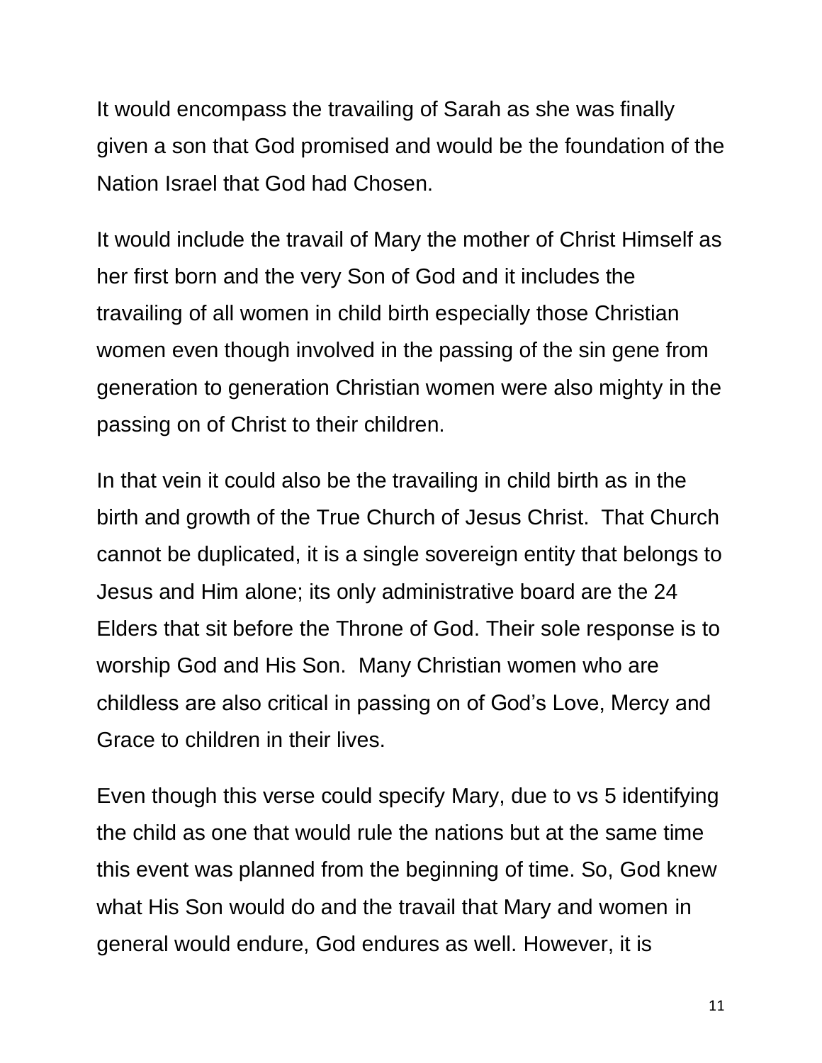It would encompass the travailing of Sarah as she was finally given a son that God promised and would be the foundation of the Nation Israel that God had Chosen.

It would include the travail of Mary the mother of Christ Himself as her first born and the very Son of God and it includes the travailing of all women in child birth especially those Christian women even though involved in the passing of the sin gene from generation to generation Christian women were also mighty in the passing on of Christ to their children.

In that vein it could also be the travailing in child birth as in the birth and growth of the True Church of Jesus Christ. That Church cannot be duplicated, it is a single sovereign entity that belongs to Jesus and Him alone; its only administrative board are the 24 Elders that sit before the Throne of God. Their sole response is to worship God and His Son. Many Christian women who are childless are also critical in passing on of God's Love, Mercy and Grace to children in their lives.

Even though this verse could specify Mary, due to vs 5 identifying the child as one that would rule the nations but at the same time this event was planned from the beginning of time. So, God knew what His Son would do and the travail that Mary and women in general would endure, God endures as well. However, it is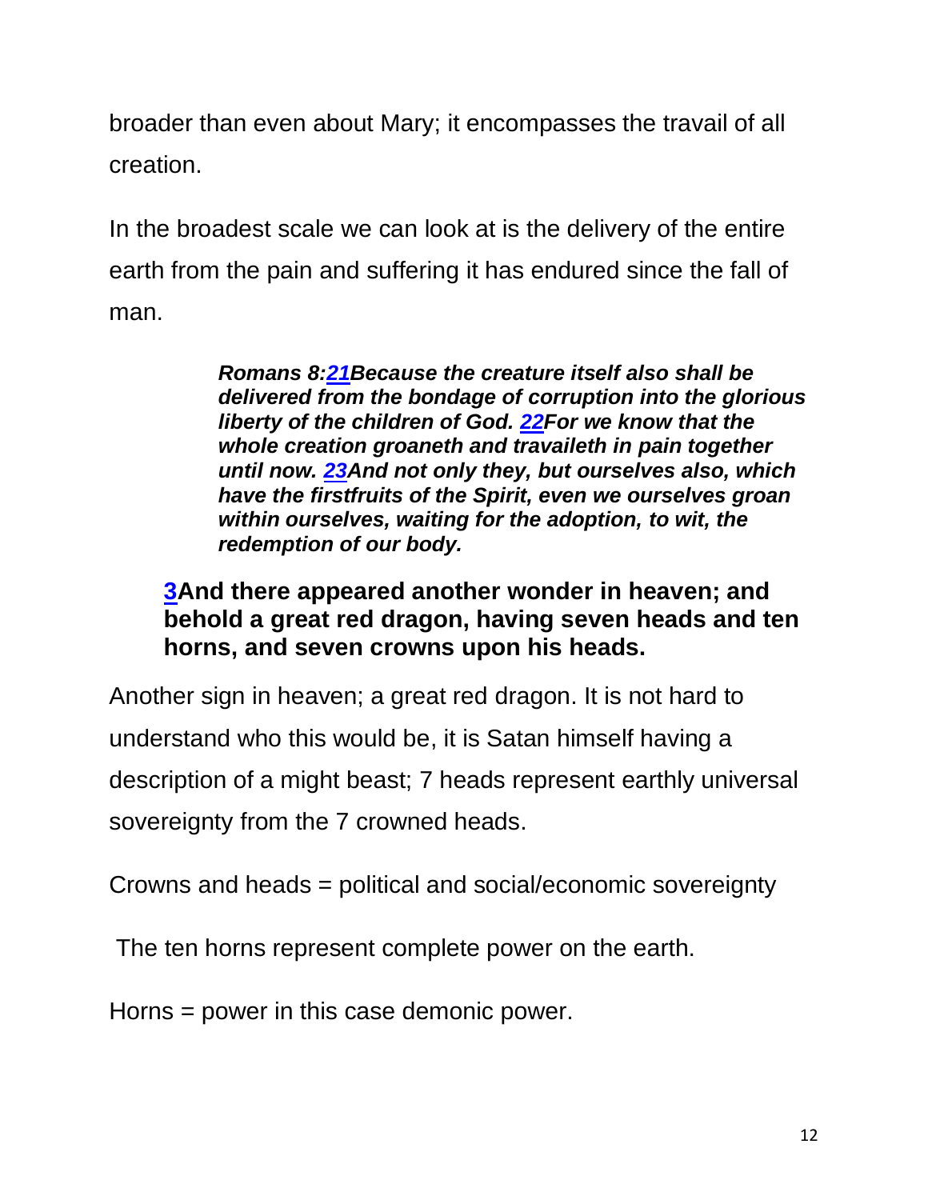broader than even about Mary; it encompasses the travail of all creation.

In the broadest scale we can look at is the delivery of the entire earth from the pain and suffering it has endured since the fall of man.

> ***Romans 8:21Because the creature itself also shall be delivered from the bondage of corruption into the glorious liberty of the children of God. 22For we know that the whole creation groaneth and travaileth in pain together until now. 23And not only they, but ourselves also, which have the firstfruits of the Spirit, even we ourselves groan within ourselves, waiting for the adoption, to wit, the redemption of our body.***

> **3And there appeared another wonder in heaven; and behold a great red dragon, having seven heads and ten horns, and seven crowns upon his heads.**

Another sign in heaven; a great red dragon. It is not hard to understand who this would be, it is Satan himself having a description of a might beast; 7 heads represent earthly universal sovereignty from the 7 crowned heads.

Crowns and heads = political and social/economic sovereignty

The ten horns represent complete power on the earth.

Horns = power in this case demonic power.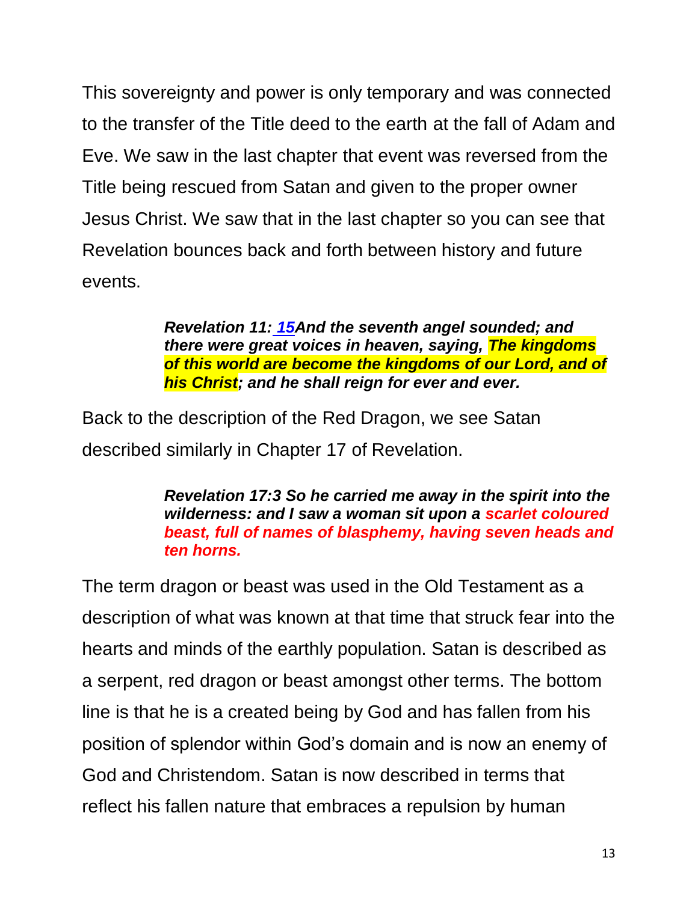This sovereignty and power is only temporary and was connected to the transfer of the Title deed to the earth at the fall of Adam and Eve. We saw in the last chapter that event was reversed from the Title being rescued from Satan and given to the proper owner Jesus Christ. We saw that in the last chapter so you can see that Revelation bounces back and forth between history and future events.

> ***Revelation 11: 15And the seventh angel sounded; and there were great voices in heaven, saying, The kingdoms of this world are become the kingdoms of our Lord, and of his Christ; and he shall reign for ever and ever.***

Back to the description of the Red Dragon, we see Satan described similarly in Chapter 17 of Revelation.

> ***Revelation 17:3 So he carried me away in the spirit into the wilderness: and I saw a woman sit upon a scarlet coloured beast, full of names of blasphemy, having seven heads and ten horns.***

The term dragon or beast was used in the Old Testament as a description of what was known at that time that struck fear into the hearts and minds of the earthly population. Satan is described as a serpent, red dragon or beast amongst other terms. The bottom line is that he is a created being by God and has fallen from his position of splendor within God's domain and is now an enemy of God and Christendom. Satan is now described in terms that reflect his fallen nature that embraces a repulsion by human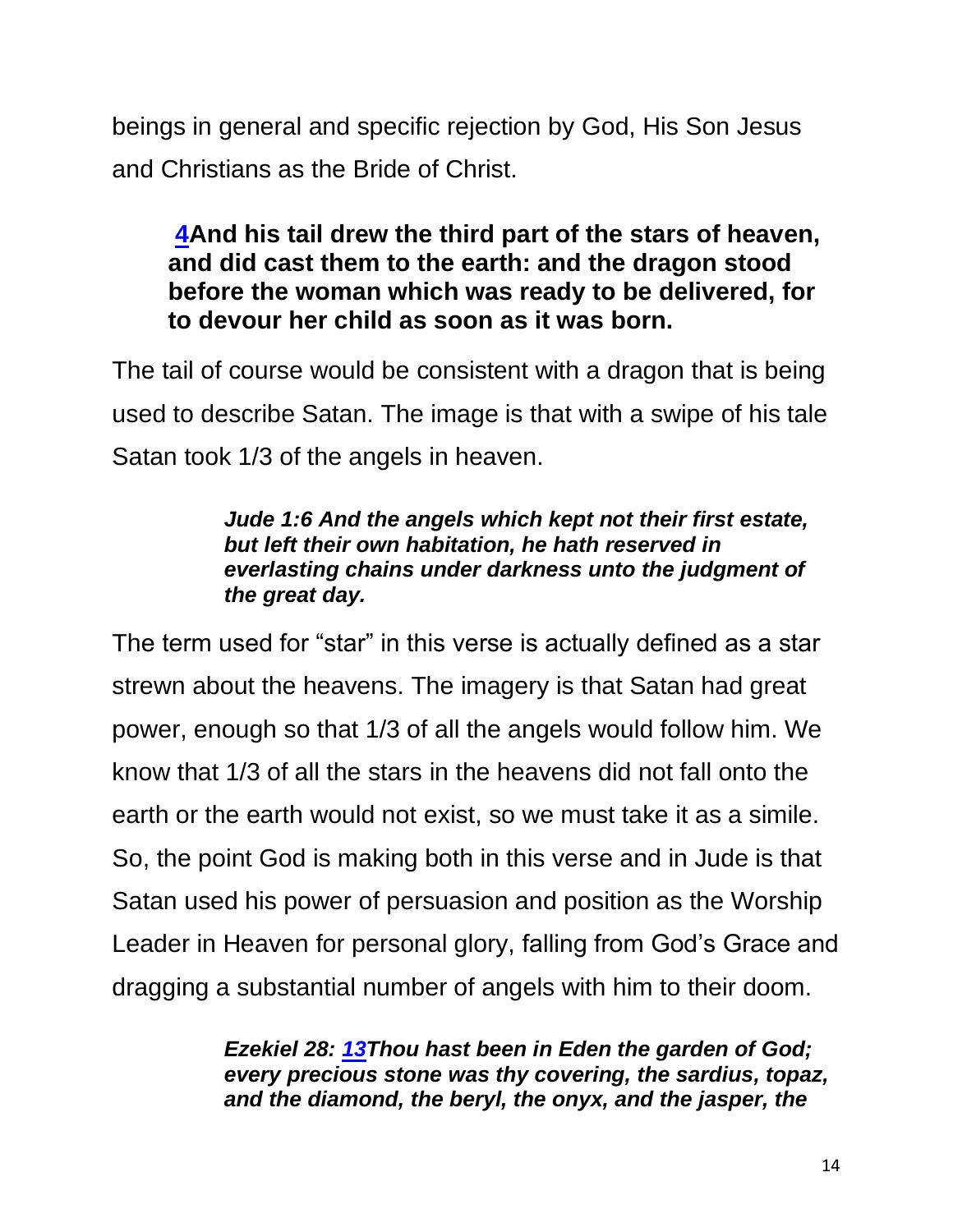beings in general and specific rejection by God, His Son Jesus and Christians as the Bride of Christ.

> **4And his tail drew the third part of the stars of heaven, and did cast them to the earth: and the dragon stood before the woman which was ready to be delivered, for to devour her child as soon as it was born.**

The tail of course would be consistent with a dragon that is being used to describe Satan. The image is that with a swipe of his tale Satan took 1/3 of the angels in heaven.

> ***Jude 1:6 And the angels which kept not their first estate, but left their own habitation, he hath reserved in everlasting chains under darkness unto the judgment of the great day.***

The term used for "star" in this verse is actually defined as a star strewn about the heavens. The imagery is that Satan had great power, enough so that 1/3 of all the angels would follow him. We know that 1/3 of all the stars in the heavens did not fall onto the earth or the earth would not exist, so we must take it as a simile. So, the point God is making both in this verse and in Jude is that Satan used his power of persuasion and position as the Worship Leader in Heaven for personal glory, falling from God's Grace and dragging a substantial number of angels with him to their doom.

> ***Ezekiel 28: 13Thou hast been in Eden the garden of God; every precious stone was thy covering, the sardius, topaz, and the diamond, the beryl, the onyx, and the jasper, the***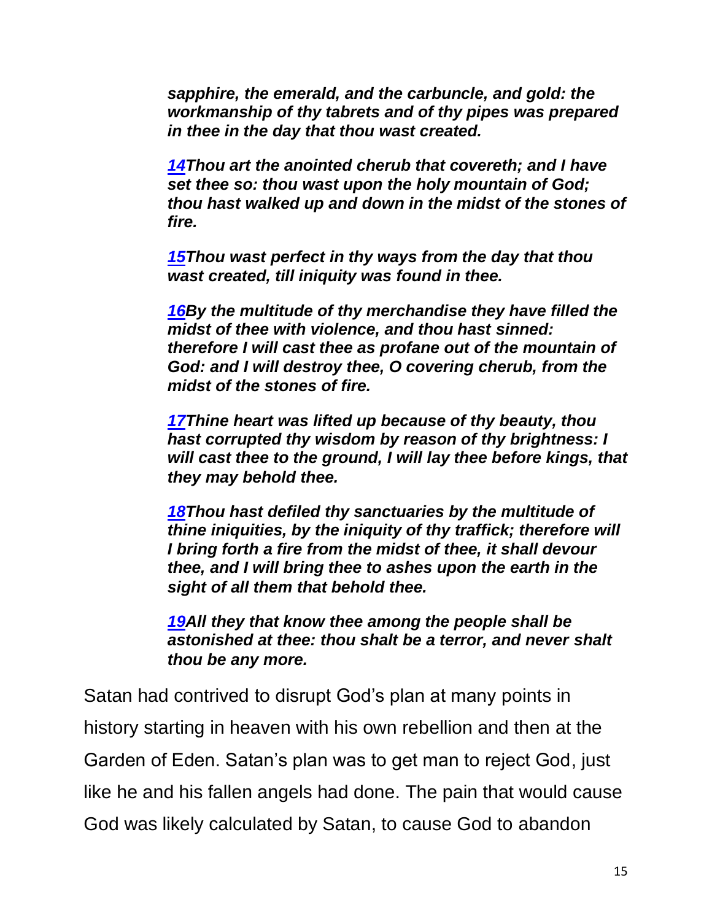***sapphire, the emerald, and the carbuncle, and gold: the workmanship of thy tabrets and of thy pipes was prepared in thee in the day that thou wast created.***

***[14](#)Thou art the anointed cherub that covereth; and I have set thee so: thou wast upon the holy mountain of God; thou hast walked up and down in the midst of the stones of fire.***

***[15](#)Thou wast perfect in thy ways from the day that thou wast created, till iniquity was found in thee.***

***[16](#)By the multitude of thy merchandise they have filled the midst of thee with violence, and thou hast sinned: therefore I will cast thee as profane out of the mountain of God: and I will destroy thee, O covering cherub, from the midst of the stones of fire.***

***[17](#)Thine heart was lifted up because of thy beauty, thou hast corrupted thy wisdom by reason of thy brightness: I will cast thee to the ground, I will lay thee before kings, that they may behold thee.***

***[18](#)Thou hast defiled thy sanctuaries by the multitude of thine iniquities, by the iniquity of thy traffick; therefore will I bring forth a fire from the midst of thee, it shall devour thee, and I will bring thee to ashes upon the earth in the sight of all them that behold thee.***

***[19](#)All they that know thee among the people shall be astonished at thee: thou shalt be a terror, and never shalt thou be any more.***

Satan had contrived to disrupt God's plan at many points in history starting in heaven with his own rebellion and then at the Garden of Eden. Satan's plan was to get man to reject God, just like he and his fallen angels had done. The pain that would cause God was likely calculated by Satan, to cause God to abandon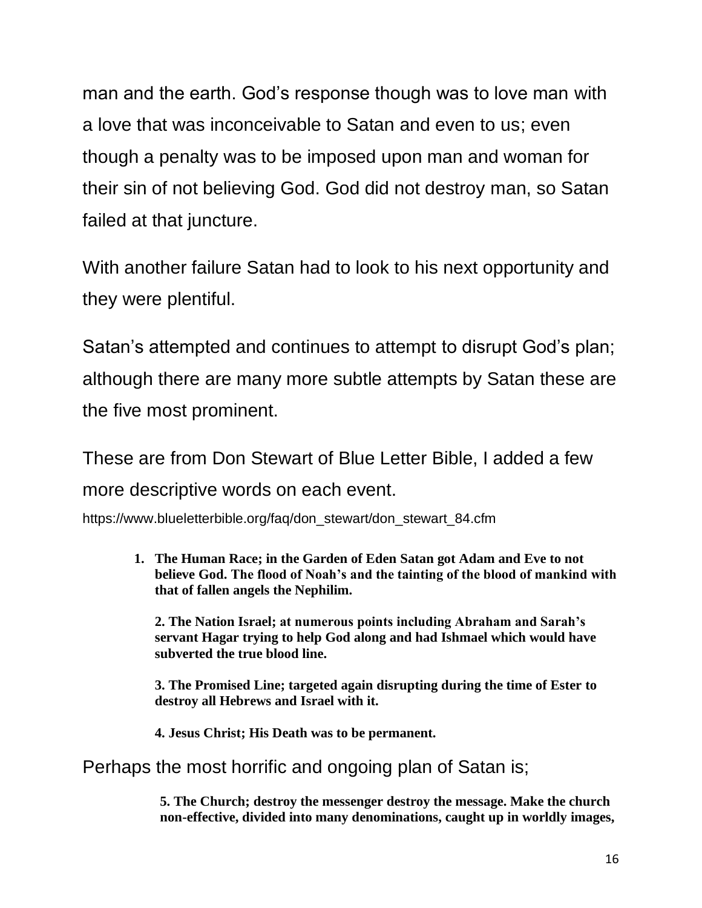man and the earth. God's response though was to love man with a love that was inconceivable to Satan and even to us; even though a penalty was to be imposed upon man and woman for their sin of not believing God. God did not destroy man, so Satan failed at that juncture.

With another failure Satan had to look to his next opportunity and they were plentiful.

Satan's attempted and continues to attempt to disrupt God's plan; although there are many more subtle attempts by Satan these are the five most prominent.

These are from Don Stewart of Blue Letter Bible, I added a few more descriptive words on each event.

https://www.blueletterbible.org/faq/don_stewart/don_stewart_84.cfm

1. **The Human Race; in the Garden of Eden Satan got Adam and Eve to not believe God. The flood of Noah's and the tainting of the blood of mankind with that of fallen angels the Nephilim.**

2. **The Nation Israel; at numerous points including Abraham and Sarah's servant Hagar trying to help God along and had Ishmael which would have subverted the true blood line.**

3. **The Promised Line; targeted again disrupting during the time of Ester to destroy all Hebrews and Israel with it.**

4. **Jesus Christ; His Death was to be permanent.**

Perhaps the most horrific and ongoing plan of Satan is;

5. **The Church; destroy the messenger destroy the message. Make the church non-effective, divided into many denominations, caught up in worldly images,**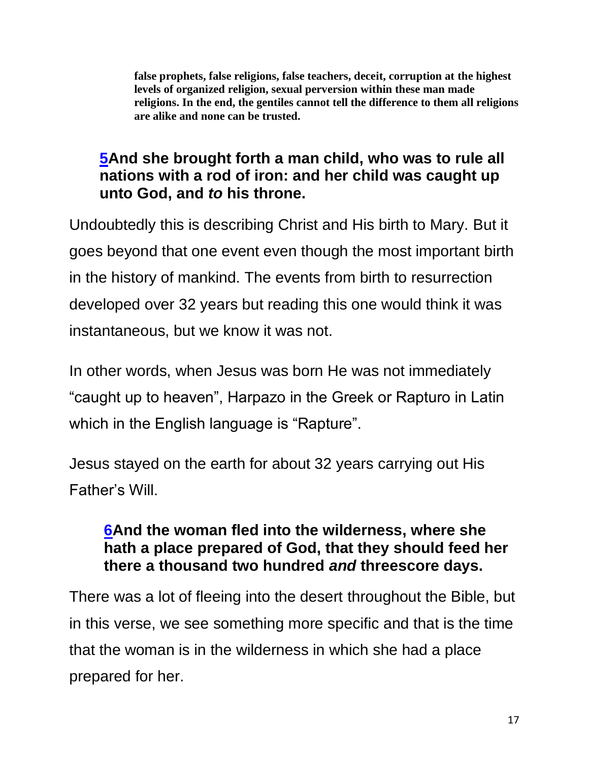**false prophets, false religions, false teachers, deceit, corruption at the highest levels of organized religion, sexual perversion within these man made religions. In the end, the gentiles cannot tell the difference to them all religions are alike and none can be trusted.**

**5And she brought forth a man child, who was to rule all nations with a rod of iron: and her child was caught up unto God, and *to* his throne.**

Undoubtedly this is describing Christ and His birth to Mary. But it goes beyond that one event even though the most important birth in the history of mankind. The events from birth to resurrection developed over 32 years but reading this one would think it was instantaneous, but we know it was not.

In other words, when Jesus was born He was not immediately "caught up to heaven", Harpazo in the Greek or Rapturo in Latin which in the English language is "Rapture".

Jesus stayed on the earth for about 32 years carrying out His Father's Will.

**6And the woman fled into the wilderness, where she hath a place prepared of God, that they should feed her there a thousand two hundred *and* threescore days.**

There was a lot of fleeing into the desert throughout the Bible, but in this verse, we see something more specific and that is the time that the woman is in the wilderness in which she had a place prepared for her.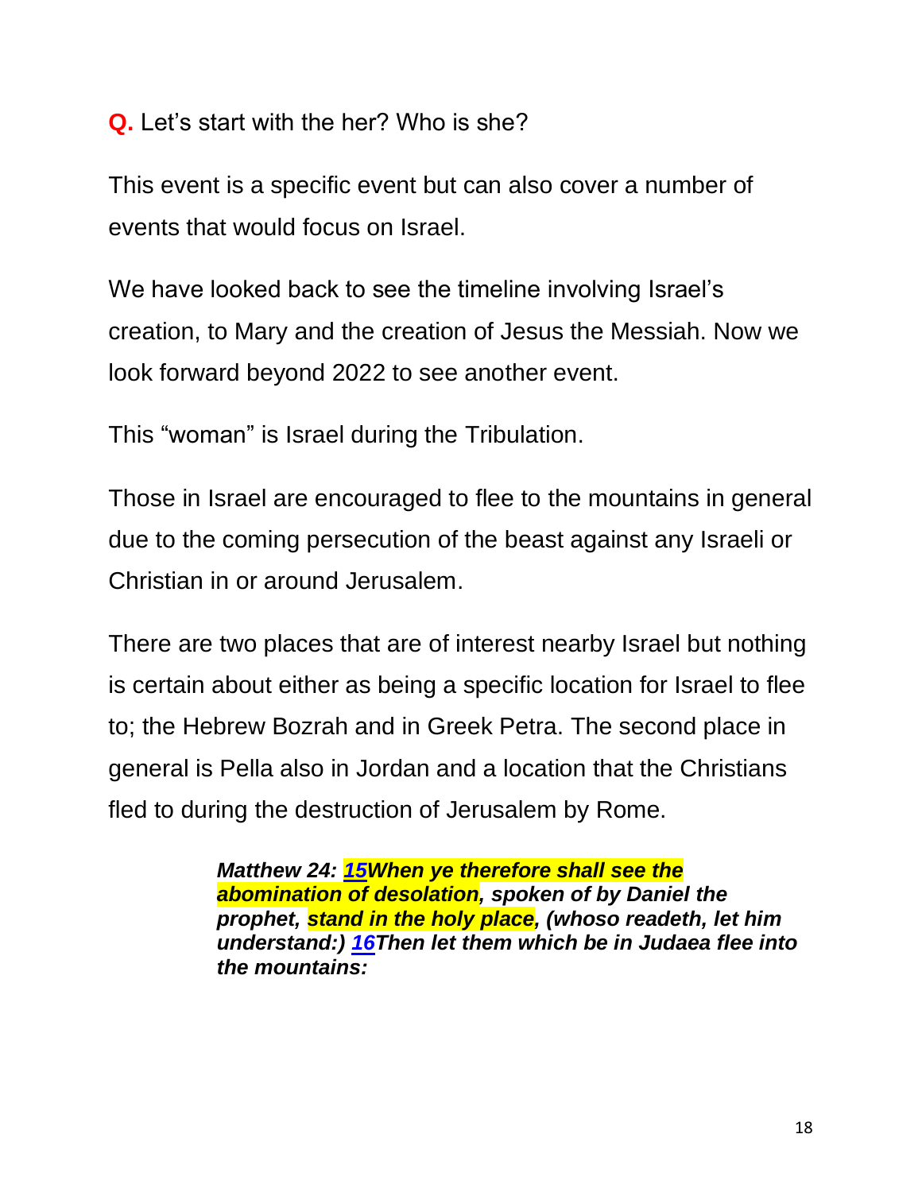**Q.** Let's start with the her? Who is she?

This event is a specific event but can also cover a number of events that would focus on Israel.

We have looked back to see the timeline involving Israel's creation, to Mary and the creation of Jesus the Messiah. Now we look forward beyond 2022 to see another event.

This "woman" is Israel during the Tribulation.

Those in Israel are encouraged to flee to the mountains in general due to the coming persecution of the beast against any Israeli or Christian in or around Jerusalem.

There are two places that are of interest nearby Israel but nothing is certain about either as being a specific location for Israel to flee to; the Hebrew Bozrah and in Greek Petra. The second place in general is Pella also in Jordan and a location that the Christians fled to during the destruction of Jerusalem by Rome.

> ***Matthew 24: 15 When ye therefore shall see the abomination of desolation, spoken of by Daniel the prophet, stand in the holy place, (whoso readeth, let him understand:) 16 Then let them which be in Judaea flee into the mountains:***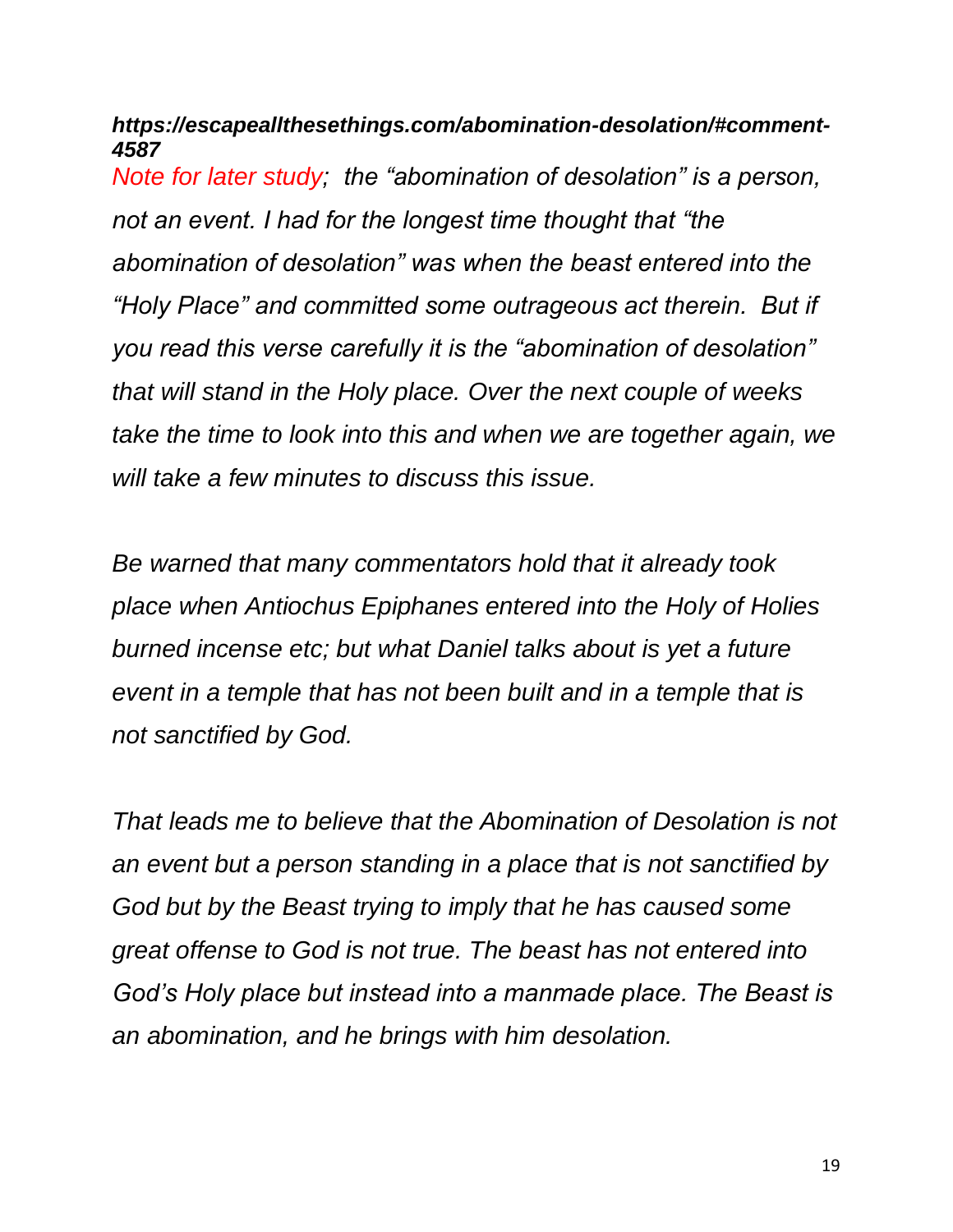***https://escapeallthesethings.com/abomination-desolation/#comment-4587***

*Note for later study; the "abomination of desolation" is a person, not an event. I had for the longest time thought that "the abomination of desolation" was when the beast entered into the "Holy Place" and committed some outrageous act therein. But if you read this verse carefully it is the "abomination of desolation" that will stand in the Holy place. Over the next couple of weeks take the time to look into this and when we are together again, we will take a few minutes to discuss this issue.*

*Be warned that many commentators hold that it already took place when Antiochus Epiphanes entered into the Holy of Holies burned incense etc; but what Daniel talks about is yet a future event in a temple that has not been built and in a temple that is not sanctified by God.*

*That leads me to believe that the Abomination of Desolation is not an event but a person standing in a place that is not sanctified by God but by the Beast trying to imply that he has caused some great offense to God is not true. The beast has not entered into God's Holy place but instead into a manmade place. The Beast is an abomination, and he brings with him desolation.*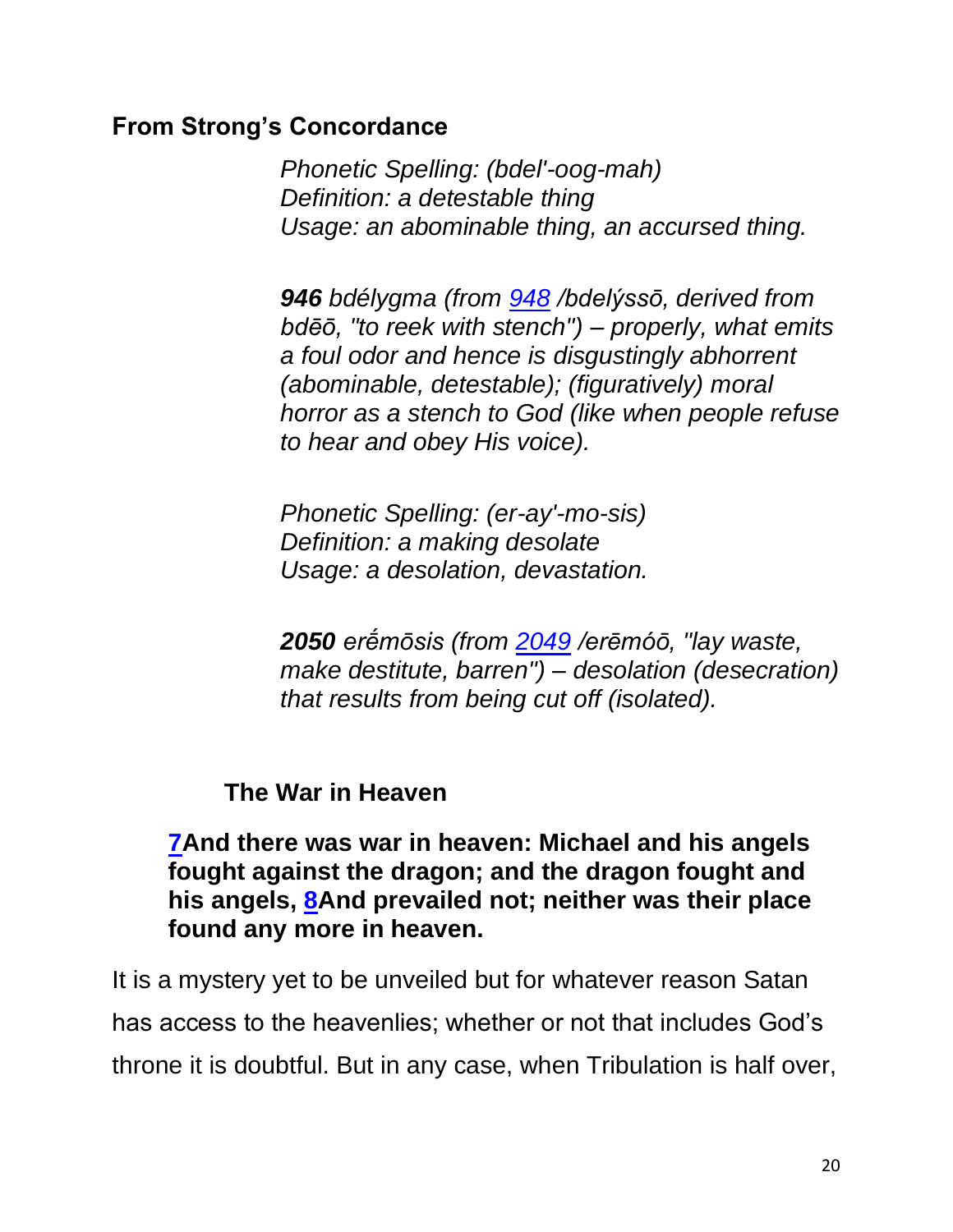**From Strong's Concordance**

*Phonetic Spelling: (bdel'-oog-mah)*
*Definition: a detestable thing*
*Usage: an abominable thing, an accursed thing.*

***946** bdélygma (from [948](948) /bdelýssō, derived from bdēō, "to reek with stench") – properly, what emits a foul odor and hence is disgustingly abhorrent (abominable, detestable); (figuratively) moral horror as a stench to God (like when people refuse to hear and obey His voice).*

*Phonetic Spelling: (er-ay'-mo-sis)*
*Definition: a making desolate*
*Usage: a desolation, devastation.*

***2050** erḗmōsis (from [2049](2049) /erēmóō, "lay waste, make destitute, barren") – desolation (desecration) that results from being cut off (isolated).*

**The War in Heaven**

**[7](7)And there was war in heaven: Michael and his angels fought against the dragon; and the dragon fought and his angels, [8](8)And prevailed not; neither was their place found any more in heaven.**

It is a mystery yet to be unveiled but for whatever reason Satan has access to the heavenlies; whether or not that includes God's throne it is doubtful. But in any case, when Tribulation is half over,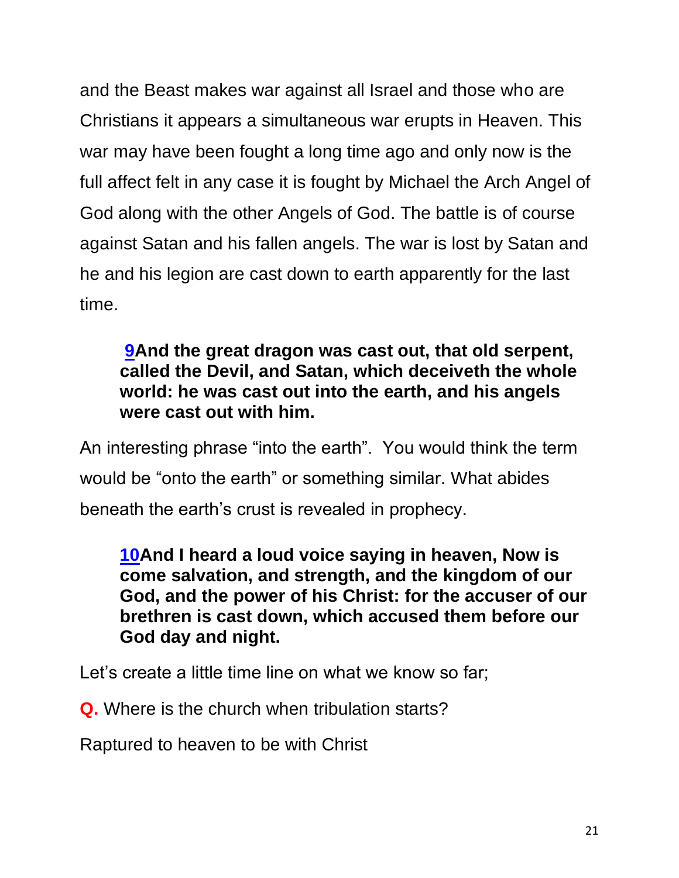and the Beast makes war against all Israel and those who are Christians it appears a simultaneous war erupts in Heaven. This war may have been fought a long time ago and only now is the full affect felt in any case it is fought by Michael the Arch Angel of God along with the other Angels of God. The battle is of course against Satan and his fallen angels. The war is lost by Satan and he and his legion are cast down to earth apparently for the last time.

> **9And the great dragon was cast out, that old serpent, called the Devil, and Satan, which deceiveth the whole world: he was cast out into the earth, and his angels were cast out with him.**

An interesting phrase “into the earth”. You would think the term would be “onto the earth” or something similar. What abides beneath the earth’s crust is revealed in prophecy.

> **10And I heard a loud voice saying in heaven, Now is come salvation, and strength, and the kingdom of our God, and the power of his Christ: for the accuser of our brethren is cast down, which accused them before our God day and night.**

Let’s create a little time line on what we know so far;

**Q.** Where is the church when tribulation starts?

Raptured to heaven to be with Christ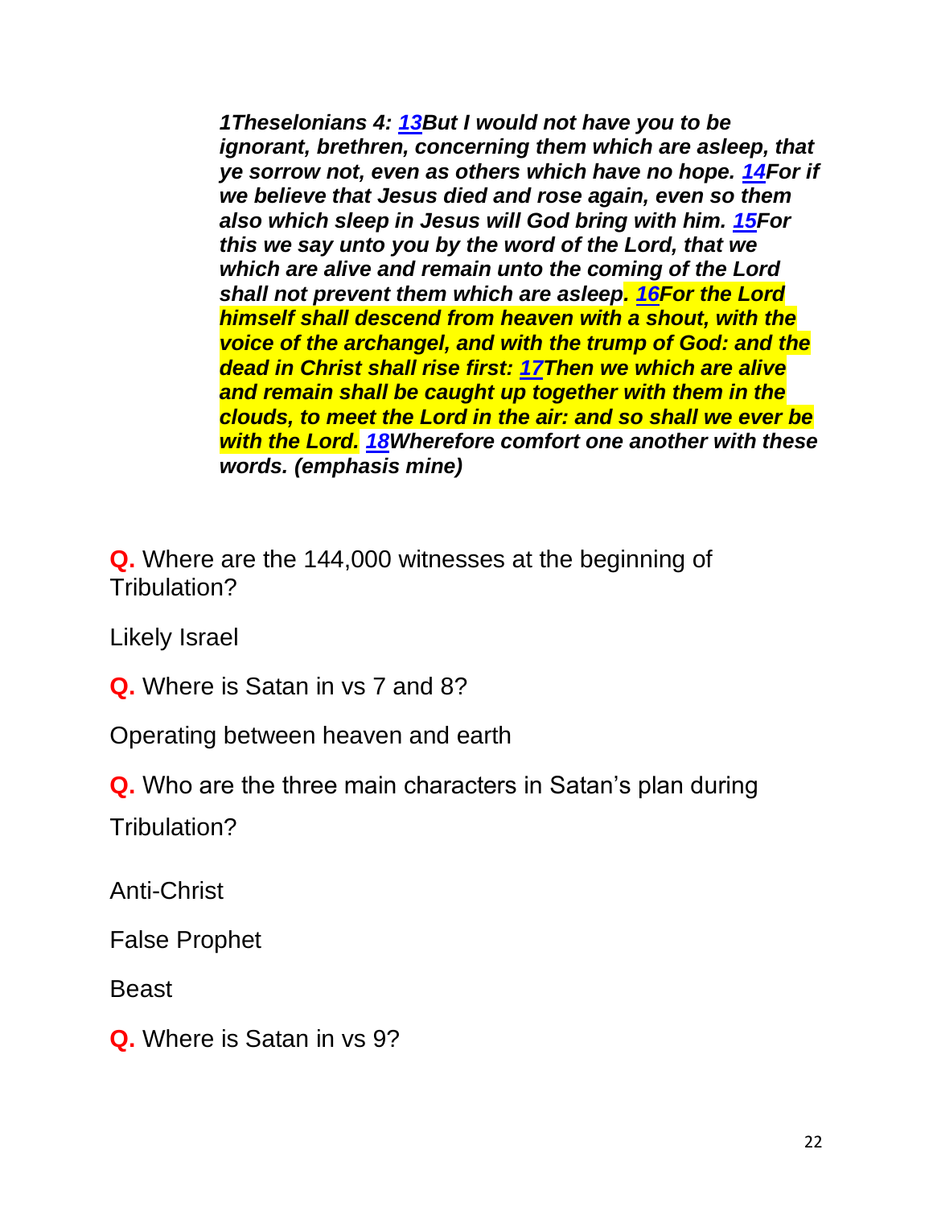***1Theselonians 4: 13But I would not have you to be ignorant, brethren, concerning them which are asleep, that ye sorrow not, even as others which have no hope. 14For if we believe that Jesus died and rose again, even so them also which sleep in Jesus will God bring with him. 15For this we say unto you by the word of the Lord, that we which are alive and remain unto the coming of the Lord shall not prevent them which are asleep. 16For the Lord himself shall descend from heaven with a shout, with the voice of the archangel, and with the trump of God: and the dead in Christ shall rise first: 17Then we which are alive and remain shall be caught up together with them in the clouds, to meet the Lord in the air: and so shall we ever be with the Lord. 18Wherefore comfort one another with these words. (emphasis mine)***

**Q.** Where are the 144,000 witnesses at the beginning of Tribulation?

Likely Israel

**Q.** Where is Satan in vs 7 and 8?

Operating between heaven and earth

**Q.** Who are the three main characters in Satan's plan during Tribulation?

Anti-Christ

False Prophet

Beast

**Q.** Where is Satan in vs 9?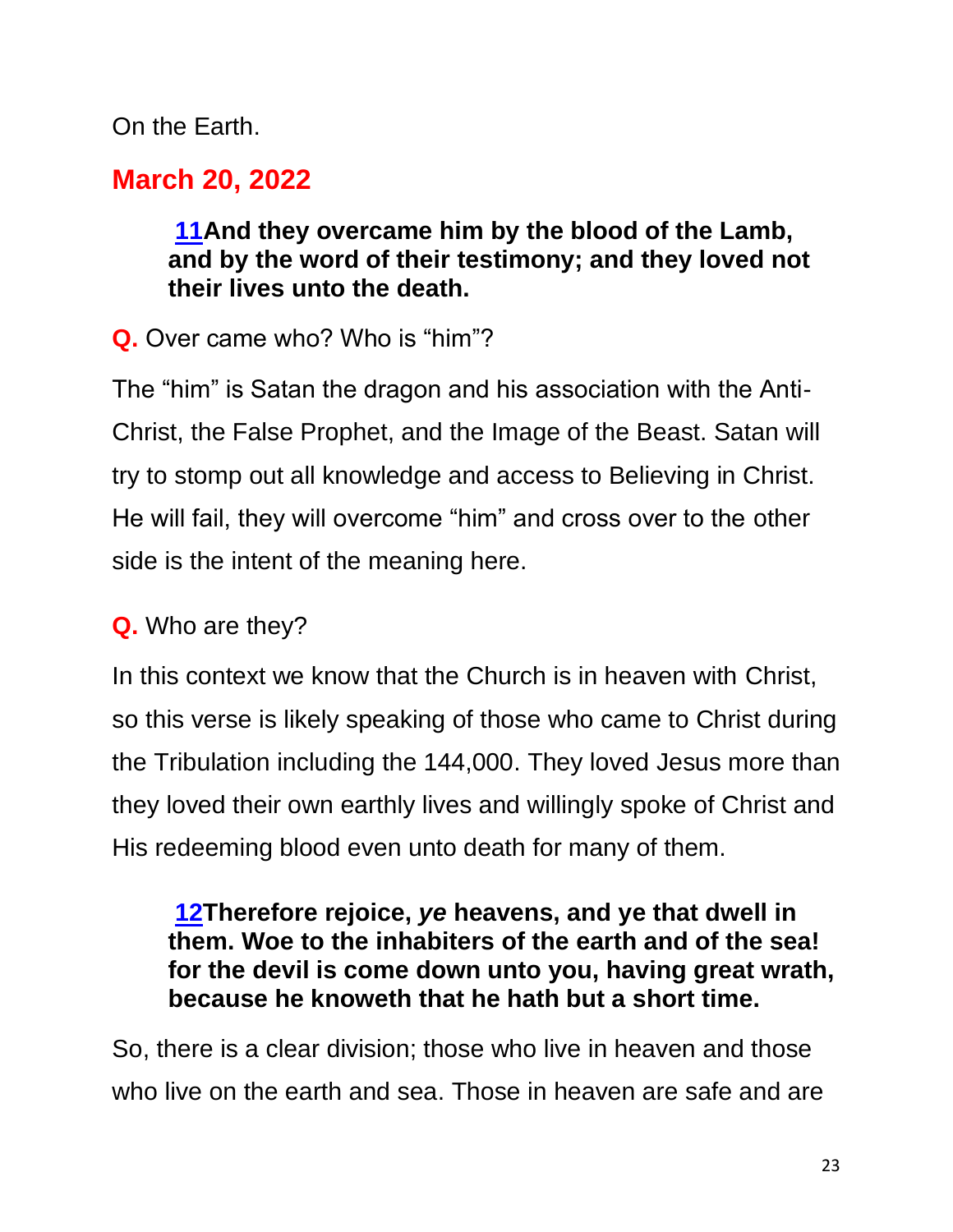On the Earth.

## March 20, 2022

> **[11](#)And they overcame him by the blood of the Lamb, and by the word of their testimony; and they loved not their lives unto the death.**

**Q.** Over came who? Who is “him”?

The “him” is Satan the dragon and his association with the Anti-Christ, the False Prophet, and the Image of the Beast. Satan will try to stomp out all knowledge and access to Believing in Christ. He will fail, they will overcome “him” and cross over to the other side is the intent of the meaning here.

**Q.** Who are they?

In this context we know that the Church is in heaven with Christ, so this verse is likely speaking of those who came to Christ during the Tribulation including the 144,000. They loved Jesus more than they loved their own earthly lives and willingly spoke of Christ and His redeeming blood even unto death for many of them.

> **[12](#)Therefore rejoice, *ye* heavens, and ye that dwell in them. Woe to the inhabiters of the earth and of the sea! for the devil is come down unto you, having great wrath, because he knoweth that he hath but a short time.**

So, there is a clear division; those who live in heaven and those who live on the earth and sea. Those in heaven are safe and are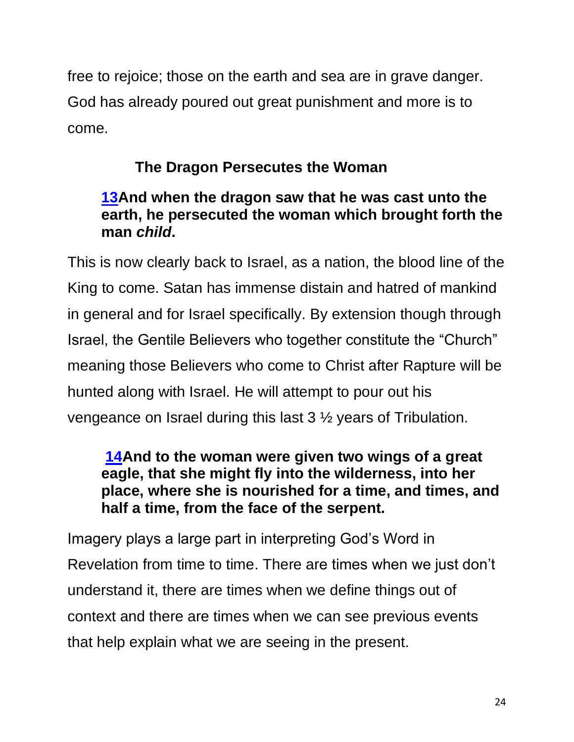free to rejoice; those on the earth and sea are in grave danger. God has already poured out great punishment and more is to come.

### The Dragon Persecutes the Woman

> **[13](13)And when the dragon saw that he was cast unto the earth, he persecuted the woman which brought forth the man *child*.**

This is now clearly back to Israel, as a nation, the blood line of the King to come. Satan has immense distain and hatred of mankind in general and for Israel specifically. By extension though through Israel, the Gentile Believers who together constitute the "Church" meaning those Believers who come to Christ after Rapture will be hunted along with Israel. He will attempt to pour out his vengeance on Israel during this last 3 ½ years of Tribulation.

> **[14](14)And to the woman were given two wings of a great eagle, that she might fly into the wilderness, into her place, where she is nourished for a time, and times, and half a time, from the face of the serpent.**

Imagery plays a large part in interpreting God's Word in Revelation from time to time. There are times when we just don't understand it, there are times when we define things out of context and there are times when we can see previous events that help explain what we are seeing in the present.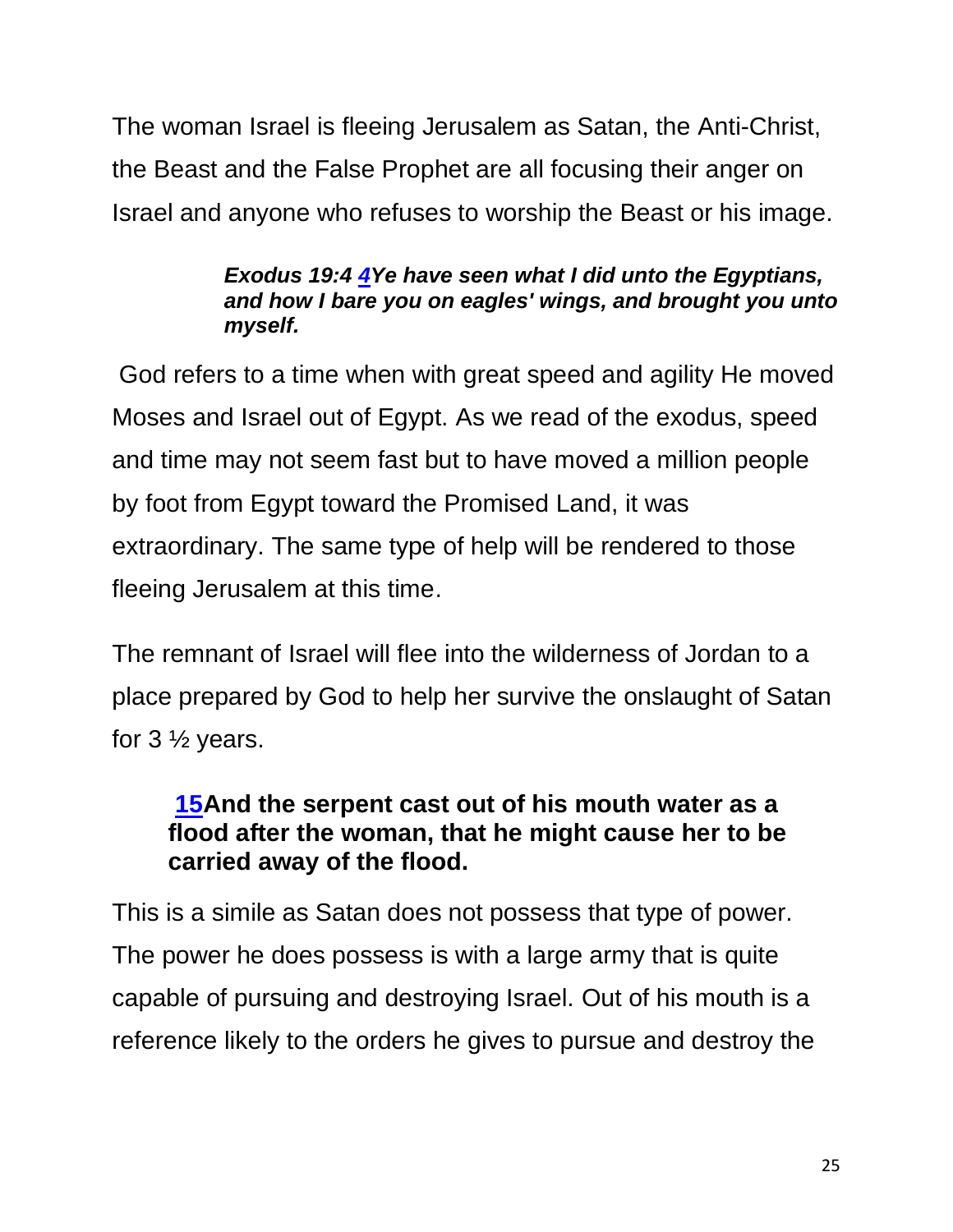The woman Israel is fleeing Jerusalem as Satan, the Anti-Christ, the Beast and the False Prophet are all focusing their anger on Israel and anyone who refuses to worship the Beast or his image.

> ***Exodus 19:4 4Ye have seen what I did unto the Egyptians, and how I bare you on eagles' wings, and brought you unto myself.***

God refers to a time when with great speed and agility He moved Moses and Israel out of Egypt. As we read of the exodus, speed and time may not seem fast but to have moved a million people by foot from Egypt toward the Promised Land, it was extraordinary. The same type of help will be rendered to those fleeing Jerusalem at this time.

The remnant of Israel will flee into the wilderness of Jordan to a place prepared by God to help her survive the onslaught of Satan for 3 ½ years.

> **15And the serpent cast out of his mouth water as a flood after the woman, that he might cause her to be carried away of the flood.**

This is a simile as Satan does not possess that type of power. The power he does possess is with a large army that is quite capable of pursuing and destroying Israel. Out of his mouth is a reference likely to the orders he gives to pursue and destroy the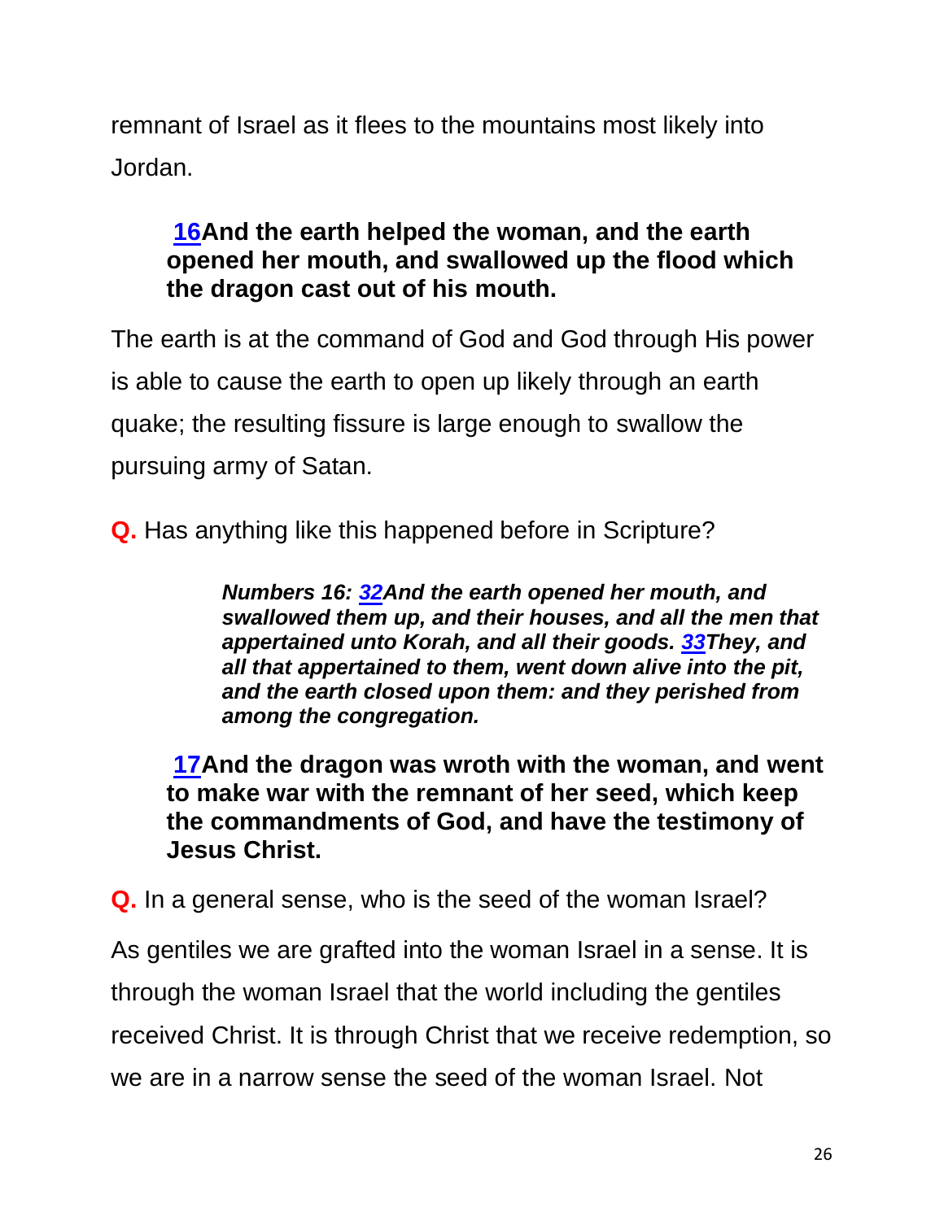remnant of Israel as it flees to the mountains most likely into Jordan.

> **16And the earth helped the woman, and the earth opened her mouth, and swallowed up the flood which the dragon cast out of his mouth.**

The earth is at the command of God and God through His power is able to cause the earth to open up likely through an earth quake; the resulting fissure is large enough to swallow the pursuing army of Satan.

**Q.** Has anything like this happened before in Scripture?

> ***Numbers 16: 32And the earth opened her mouth, and swallowed them up, and their houses, and all the men that appertained unto Korah, and all their goods. 33They, and all that appertained to them, went down alive into the pit, and the earth closed upon them: and they perished from among the congregation.***

> **17And the dragon was wroth with the woman, and went to make war with the remnant of her seed, which keep the commandments of God, and have the testimony of Jesus Christ.**

**Q.** In a general sense, who is the seed of the woman Israel?

As gentiles we are grafted into the woman Israel in a sense. It is through the woman Israel that the world including the gentiles received Christ. It is through Christ that we receive redemption, so we are in a narrow sense the seed of the woman Israel. Not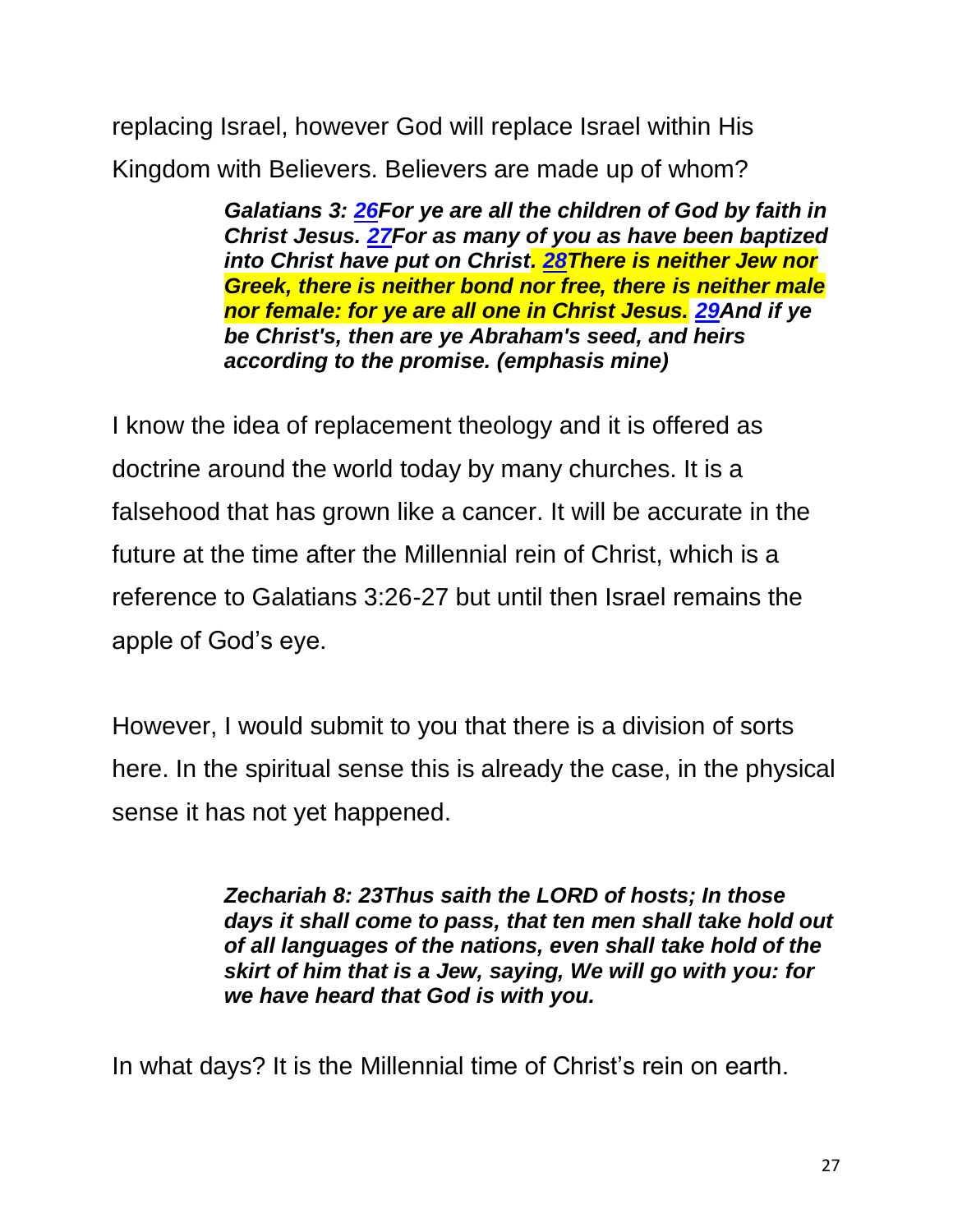replacing Israel, however God will replace Israel within His Kingdom with Believers. Believers are made up of whom?

> ***Galatians 3: 26For ye are all the children of God by faith in Christ Jesus. 27For as many of you as have been baptized into Christ have put on Christ. 28There is neither Jew nor Greek, there is neither bond nor free, there is neither male nor female: for ye are all one in Christ Jesus. 29And if ye be Christ's, then are ye Abraham's seed, and heirs according to the promise. (emphasis mine)***

I know the idea of replacement theology and it is offered as doctrine around the world today by many churches. It is a falsehood that has grown like a cancer. It will be accurate in the future at the time after the Millennial rein of Christ, which is a reference to Galatians 3:26-27 but until then Israel remains the apple of God's eye.

However, I would submit to you that there is a division of sorts here. In the spiritual sense this is already the case, in the physical sense it has not yet happened.

> ***Zechariah 8: 23Thus saith the LORD of hosts; In those days it shall come to pass, that ten men shall take hold out of all languages of the nations, even shall take hold of the skirt of him that is a Jew, saying, We will go with you: for we have heard that God is with you.***

In what days? It is the Millennial time of Christ's rein on earth.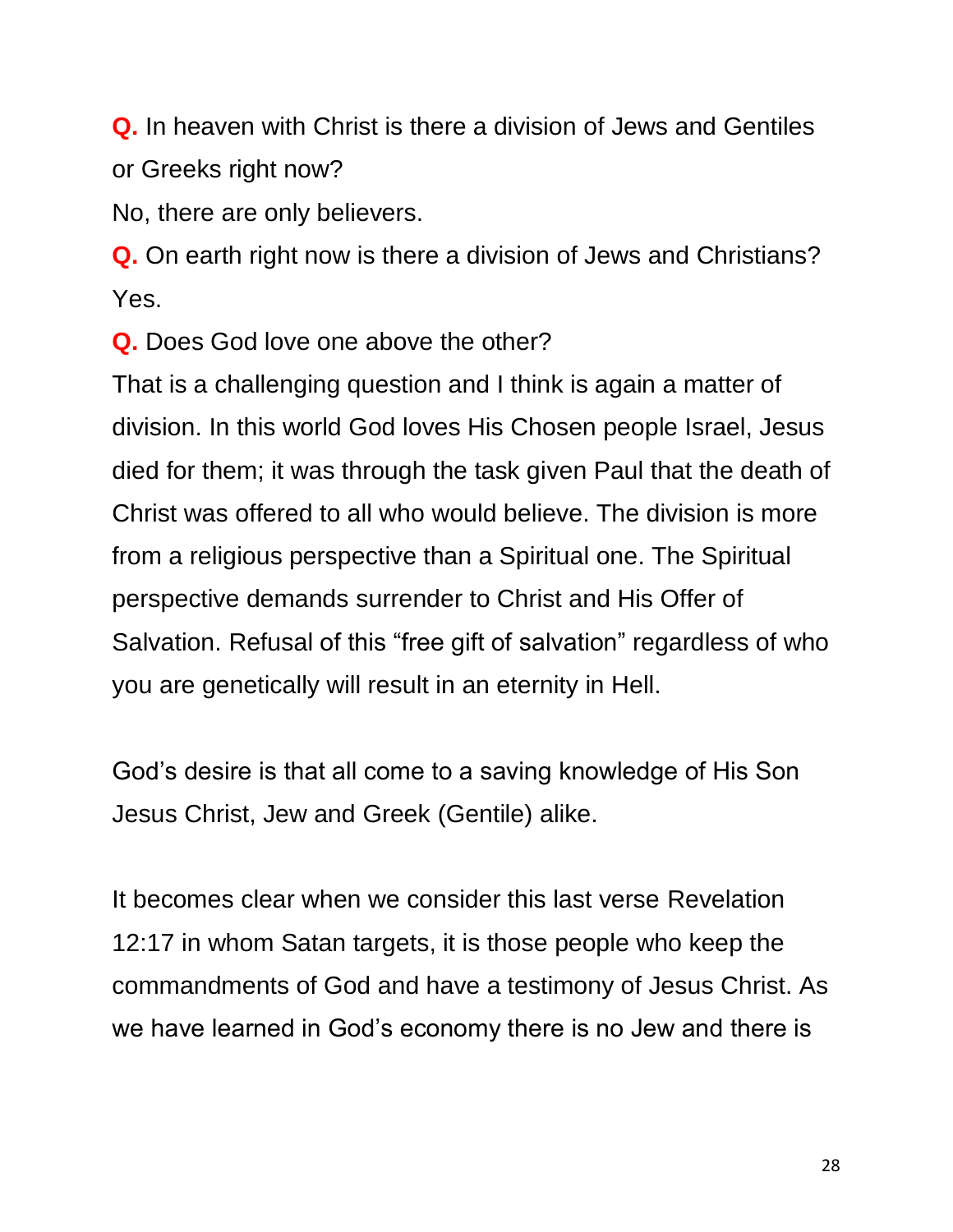**Q.** In heaven with Christ is there a division of Jews and Gentiles or Greeks right now?

No, there are only believers.

**Q.** On earth right now is there a division of Jews and Christians?

Yes.

**Q.** Does God love one above the other?

That is a challenging question and I think is again a matter of division. In this world God loves His Chosen people Israel, Jesus died for them; it was through the task given Paul that the death of Christ was offered to all who would believe. The division is more from a religious perspective than a Spiritual one. The Spiritual perspective demands surrender to Christ and His Offer of Salvation. Refusal of this "free gift of salvation" regardless of who you are genetically will result in an eternity in Hell.

God's desire is that all come to a saving knowledge of His Son Jesus Christ, Jew and Greek (Gentile) alike.

It becomes clear when we consider this last verse Revelation 12:17 in whom Satan targets, it is those people who keep the commandments of God and have a testimony of Jesus Christ. As we have learned in God's economy there is no Jew and there is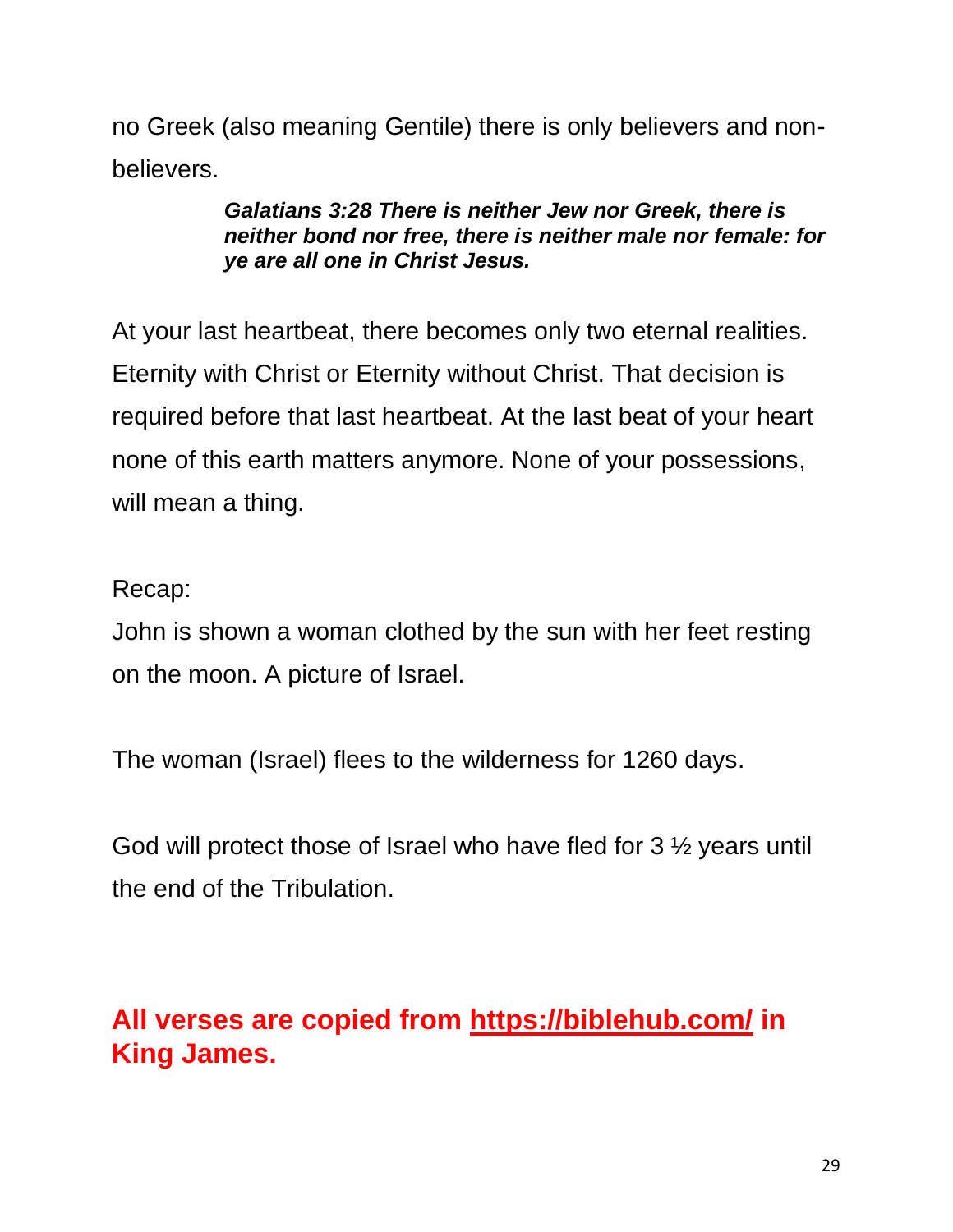no Greek (also meaning Gentile) there is only believers and non-believers.

> ***Galatians 3:28 There is neither Jew nor Greek, there is neither bond nor free, there is neither male nor female: for ye are all one in Christ Jesus.***

At your last heartbeat, there becomes only two eternal realities. Eternity with Christ or Eternity without Christ. That decision is required before that last heartbeat. At the last beat of your heart none of this earth matters anymore. None of your possessions, will mean a thing.

Recap:

John is shown a woman clothed by the sun with her feet resting on the moon. A picture of Israel.

The woman (Israel) flees to the wilderness for 1260 days.

God will protect those of Israel who have fled for 3 ½ years until the end of the Tribulation.

**All verses are copied from [https://biblehub.com/](https://biblehub.com/) in King James.**